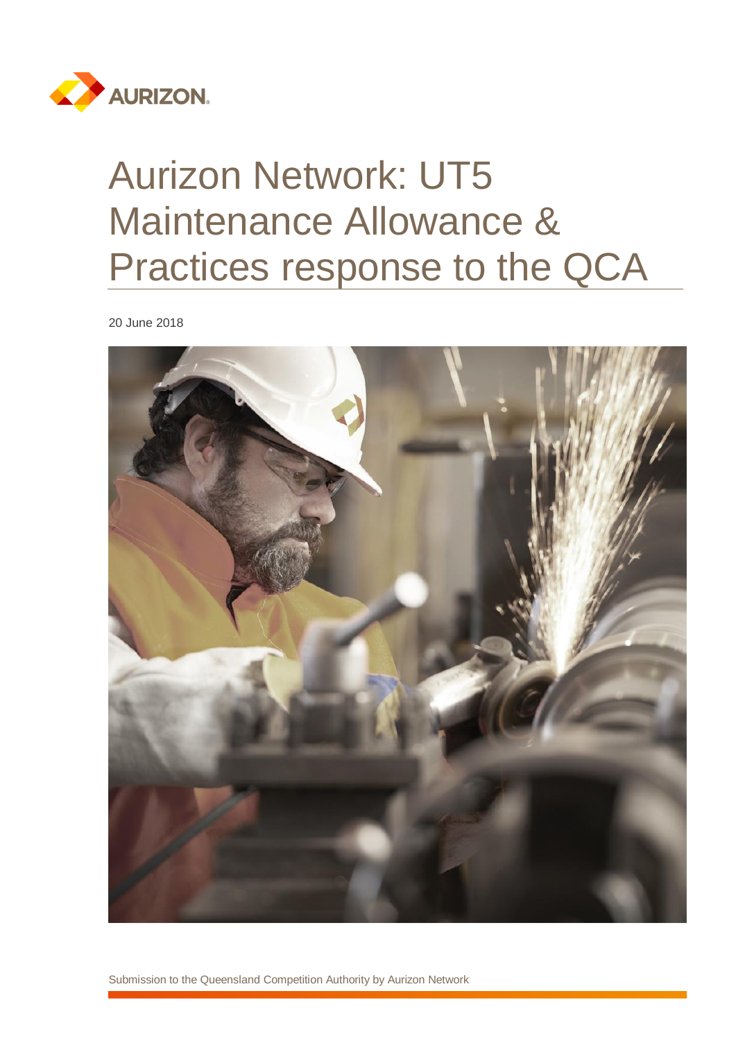AURIZON

# Aurizon Network: UT5 Maintenance Allowance & Practices response to the QCA

20 June 2018

Submission to the Queensland Competition Authority by Aurizon Network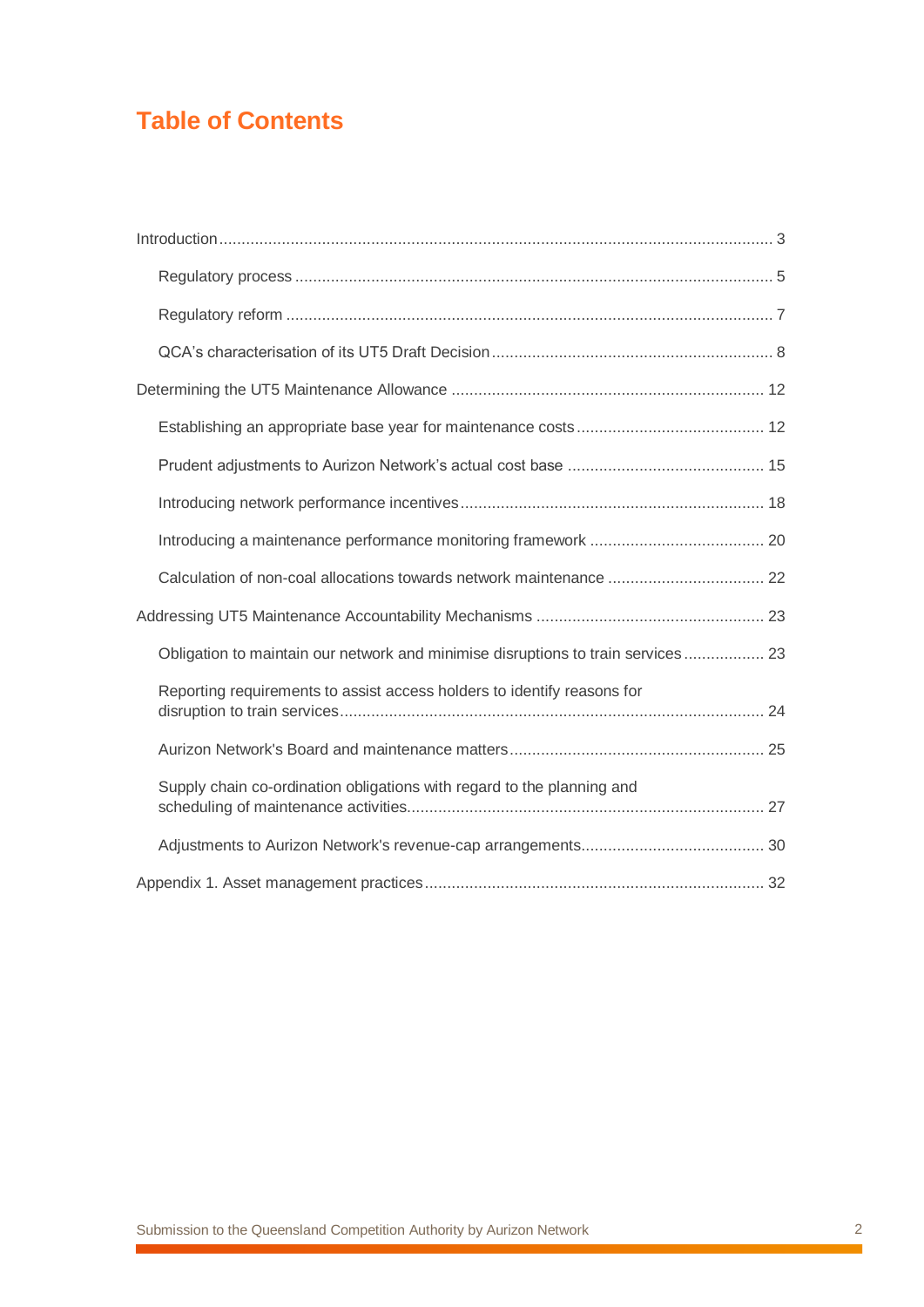# Table of Contents

Introduction ........................................................ 3

- Regulatory process ........................................................ 5
- Regulatory reform ........................................................ 7
- QCA's characterisation of its UT5 Draft Decision ........................................................ 8

Determining the UT5 Maintenance Allowance ........................................................ 12

- Establishing an appropriate base year for maintenance costs ........................................................ 12
- Prudent adjustments to Aurizon Network's actual cost base ........................................................ 15
- Introducing network performance incentives ........................................................ 18
- Introducing a maintenance performance monitoring framework ........................................................ 20
- Calculation of non-coal allocations towards network maintenance ........................................................ 22

Addressing UT5 Maintenance Accountability Mechanisms ........................................................ 23

- Obligation to maintain our network and minimise disruptions to train services ........................................................ 23
- Reporting requirements to assist access holders to identify reasons for disruption to train services ........................................................ 24
- Aurizon Network's Board and maintenance matters ........................................................ 25
- Supply chain co-ordination obligations with regard to the planning and scheduling of maintenance activities ........................................................ 27
- Adjustments to Aurizon Network's revenue-cap arrangements ........................................................ 30

Appendix 1. Asset management practices ........................................................ 32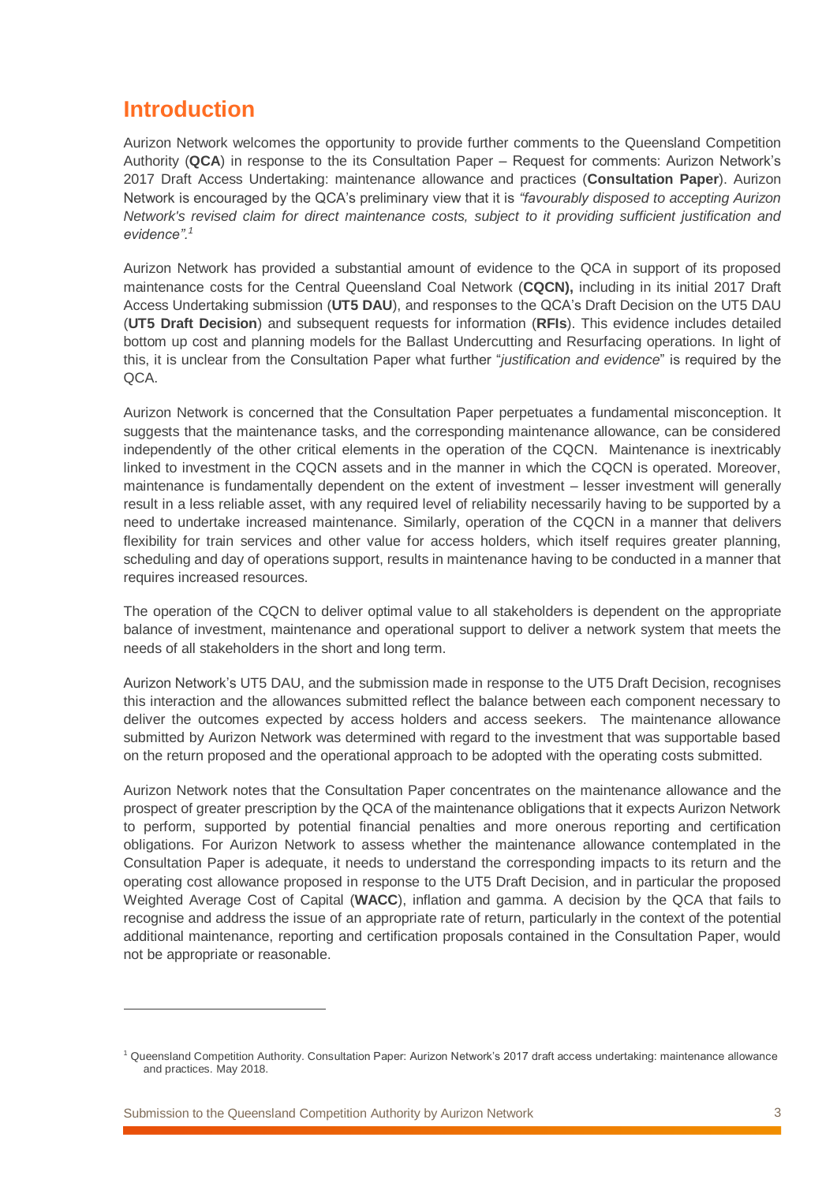# Introduction

Aurizon Network welcomes the opportunity to provide further comments to the Queensland Competition Authority (**QCA**) in response to the its Consultation Paper – Request for comments: Aurizon Network's 2017 Draft Access Undertaking: maintenance allowance and practices (**Consultation Paper**). Aurizon Network is encouraged by the QCA's preliminary view that it is *"favourably disposed to accepting Aurizon Network's revised claim for direct maintenance costs, subject to it providing sufficient justification and evidence".*[1]

Aurizon Network has provided a substantial amount of evidence to the QCA in support of its proposed maintenance costs for the Central Queensland Coal Network (**CQCN),** including in its initial 2017 Draft Access Undertaking submission (**UT5 DAU**), and responses to the QCA's Draft Decision on the UT5 DAU (**UT5 Draft Decision**) and subsequent requests for information (**RFIs**). This evidence includes detailed bottom up cost and planning models for the Ballast Undercutting and Resurfacing operations. In light of this, it is unclear from the Consultation Paper what further "*justification and evidence*" is required by the QCA.

Aurizon Network is concerned that the Consultation Paper perpetuates a fundamental misconception. It suggests that the maintenance tasks, and the corresponding maintenance allowance, can be considered independently of the other critical elements in the operation of the CQCN. Maintenance is inextricably linked to investment in the CQCN assets and in the manner in which the CQCN is operated. Moreover, maintenance is fundamentally dependent on the extent of investment – lesser investment will generally result in a less reliable asset, with any required level of reliability necessarily having to be supported by a need to undertake increased maintenance. Similarly, operation of the CQCN in a manner that delivers flexibility for train services and other value for access holders, which itself requires greater planning, scheduling and day of operations support, results in maintenance having to be conducted in a manner that requires increased resources.

The operation of the CQCN to deliver optimal value to all stakeholders is dependent on the appropriate balance of investment, maintenance and operational support to deliver a network system that meets the needs of all stakeholders in the short and long term.

Aurizon Network's UT5 DAU, and the submission made in response to the UT5 Draft Decision, recognises this interaction and the allowances submitted reflect the balance between each component necessary to deliver the outcomes expected by access holders and access seekers. The maintenance allowance submitted by Aurizon Network was determined with regard to the investment that was supportable based on the return proposed and the operational approach to be adopted with the operating costs submitted.

Aurizon Network notes that the Consultation Paper concentrates on the maintenance allowance and the prospect of greater prescription by the QCA of the maintenance obligations that it expects Aurizon Network to perform, supported by potential financial penalties and more onerous reporting and certification obligations. For Aurizon Network to assess whether the maintenance allowance contemplated in the Consultation Paper is adequate, it needs to understand the corresponding impacts to its return and the operating cost allowance proposed in response to the UT5 Draft Decision, and in particular the proposed Weighted Average Cost of Capital (**WACC**), inflation and gamma. A decision by the QCA that fails to recognise and address the issue of an appropriate rate of return, particularly in the context of the potential additional maintenance, reporting and certification proposals contained in the Consultation Paper, would not be appropriate or reasonable.

---

[1] Queensland Competition Authority. Consultation Paper: Aurizon Network's 2017 draft access undertaking: maintenance allowance and practices. May 2018.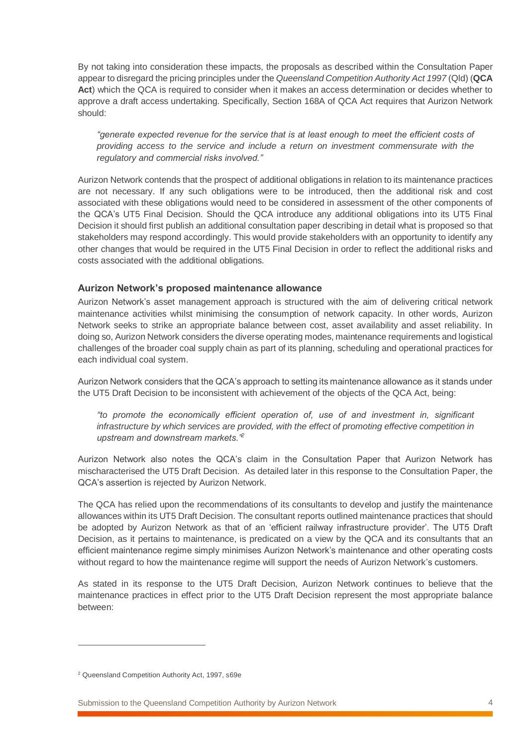By not taking into consideration these impacts, the proposals as described within the Consultation Paper appear to disregard the pricing principles under the *Queensland Competition Authority Act 1997* (Qld) (**QCA Act**) which the QCA is required to consider when it makes an access determination or decides whether to approve a draft access undertaking. Specifically, Section 168A of QCA Act requires that Aurizon Network should:

> *"generate expected revenue for the service that is at least enough to meet the efficient costs of providing access to the service and include a return on investment commensurate with the regulatory and commercial risks involved."*

Aurizon Network contends that the prospect of additional obligations in relation to its maintenance practices are not necessary. If any such obligations were to be introduced, then the additional risk and cost associated with these obligations would need to be considered in assessment of the other components of the QCA's UT5 Final Decision. Should the QCA introduce any additional obligations into its UT5 Final Decision it should first publish an additional consultation paper describing in detail what is proposed so that stakeholders may respond accordingly. This would provide stakeholders with an opportunity to identify any other changes that would be required in the UT5 Final Decision in order to reflect the additional risks and costs associated with the additional obligations.

### Aurizon Network's proposed maintenance allowance

Aurizon Network's asset management approach is structured with the aim of delivering critical network maintenance activities whilst minimising the consumption of network capacity. In other words, Aurizon Network seeks to strike an appropriate balance between cost, asset availability and asset reliability. In doing so, Aurizon Network considers the diverse operating modes, maintenance requirements and logistical challenges of the broader coal supply chain as part of its planning, scheduling and operational practices for each individual coal system.

Aurizon Network considers that the QCA's approach to setting its maintenance allowance as it stands under the UT5 Draft Decision to be inconsistent with achievement of the objects of the QCA Act, being:

> *"to promote the economically efficient operation of, use of and investment in, significant infrastructure by which services are provided, with the effect of promoting effective competition in upstream and downstream markets."*[2]

Aurizon Network also notes the QCA's claim in the Consultation Paper that Aurizon Network has mischaracterised the UT5 Draft Decision. As detailed later in this response to the Consultation Paper, the QCA's assertion is rejected by Aurizon Network.

The QCA has relied upon the recommendations of its consultants to develop and justify the maintenance allowances within its UT5 Draft Decision. The consultant reports outlined maintenance practices that should be adopted by Aurizon Network as that of an 'efficient railway infrastructure provider'. The UT5 Draft Decision, as it pertains to maintenance, is predicated on a view by the QCA and its consultants that an efficient maintenance regime simply minimises Aurizon Network's maintenance and other operating costs without regard to how the maintenance regime will support the needs of Aurizon Network's customers.

As stated in its response to the UT5 Draft Decision, Aurizon Network continues to believe that the maintenance practices in effect prior to the UT5 Draft Decision represent the most appropriate balance between:

---

[2] Queensland Competition Authority Act, 1997, s69e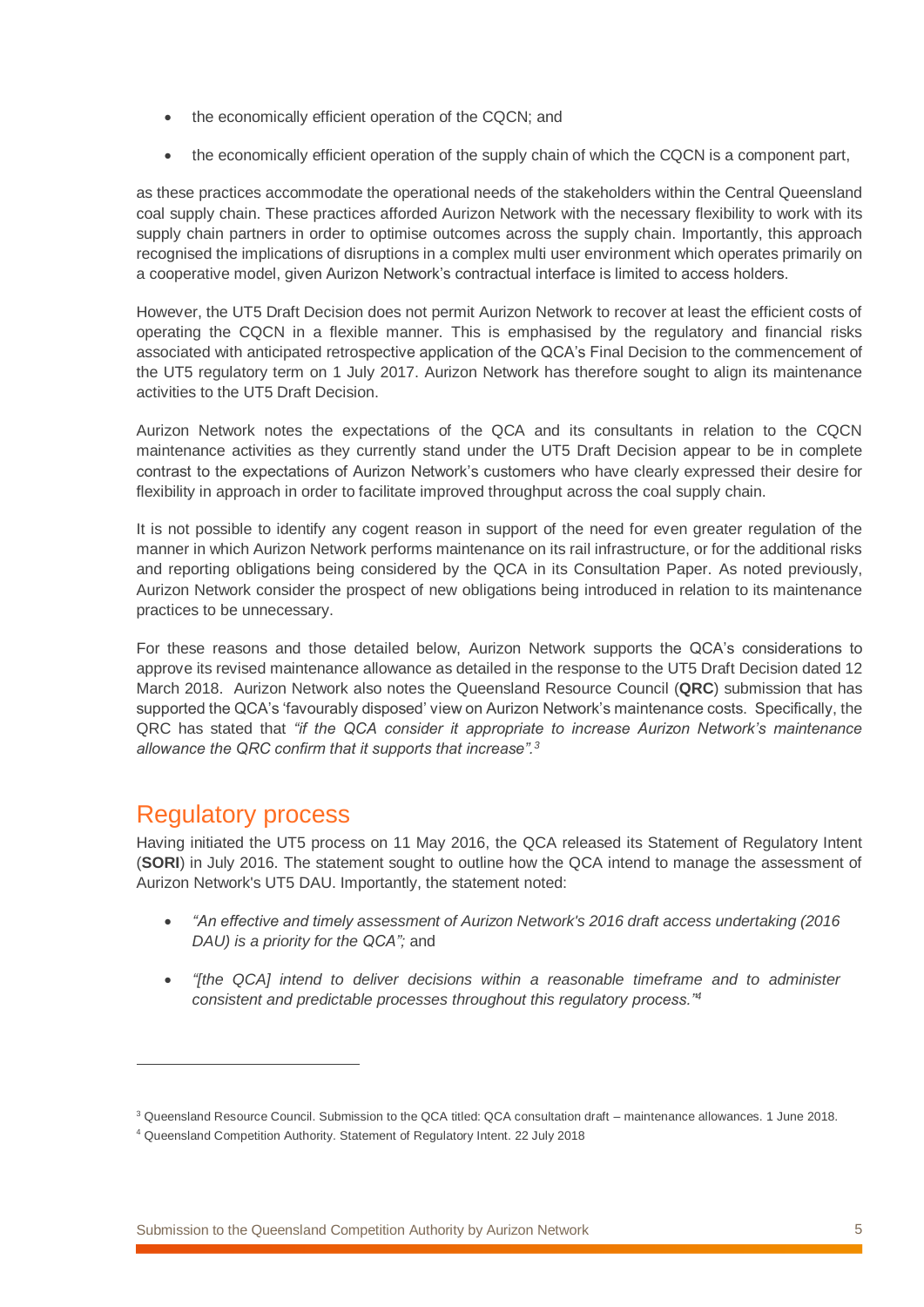- the economically efficient operation of the CQCN; and
- the economically efficient operation of the supply chain of which the CQCN is a component part,

as these practices accommodate the operational needs of the stakeholders within the Central Queensland coal supply chain. These practices afforded Aurizon Network with the necessary flexibility to work with its supply chain partners in order to optimise outcomes across the supply chain. Importantly, this approach recognised the implications of disruptions in a complex multi user environment which operates primarily on a cooperative model, given Aurizon Network's contractual interface is limited to access holders.

However, the UT5 Draft Decision does not permit Aurizon Network to recover at least the efficient costs of operating the CQCN in a flexible manner. This is emphasised by the regulatory and financial risks associated with anticipated retrospective application of the QCA's Final Decision to the commencement of the UT5 regulatory term on 1 July 2017. Aurizon Network has therefore sought to align its maintenance activities to the UT5 Draft Decision.

Aurizon Network notes the expectations of the QCA and its consultants in relation to the CQCN maintenance activities as they currently stand under the UT5 Draft Decision appear to be in complete contrast to the expectations of Aurizon Network's customers who have clearly expressed their desire for flexibility in approach in order to facilitate improved throughput across the coal supply chain.

It is not possible to identify any cogent reason in support of the need for even greater regulation of the manner in which Aurizon Network performs maintenance on its rail infrastructure, or for the additional risks and reporting obligations being considered by the QCA in its Consultation Paper. As noted previously, Aurizon Network consider the prospect of new obligations being introduced in relation to its maintenance practices to be unnecessary.

For these reasons and those detailed below, Aurizon Network supports the QCA's considerations to approve its revised maintenance allowance as detailed in the response to the UT5 Draft Decision dated 12 March 2018. Aurizon Network also notes the Queensland Resource Council (**QRC**) submission that has supported the QCA's 'favourably disposed' view on Aurizon Network's maintenance costs. Specifically, the QRC has stated that *"if the QCA consider it appropriate to increase Aurizon Network's maintenance allowance the QRC confirm that it supports that increase".*[3]

## Regulatory process

Having initiated the UT5 process on 11 May 2016, the QCA released its Statement of Regulatory Intent (**SORI**) in July 2016. The statement sought to outline how the QCA intend to manage the assessment of Aurizon Network's UT5 DAU. Importantly, the statement noted:

- *"An effective and timely assessment of Aurizon Network's 2016 draft access undertaking (2016 DAU) is a priority for the QCA";* and
- *"[the QCA] intend to deliver decisions within a reasonable timeframe and to administer consistent and predictable processes throughout this regulatory process."*[4]

---

[3] Queensland Resource Council. Submission to the QCA titled: QCA consultation draft – maintenance allowances. 1 June 2018.

[4] Queensland Competition Authority. Statement of Regulatory Intent. 22 July 2018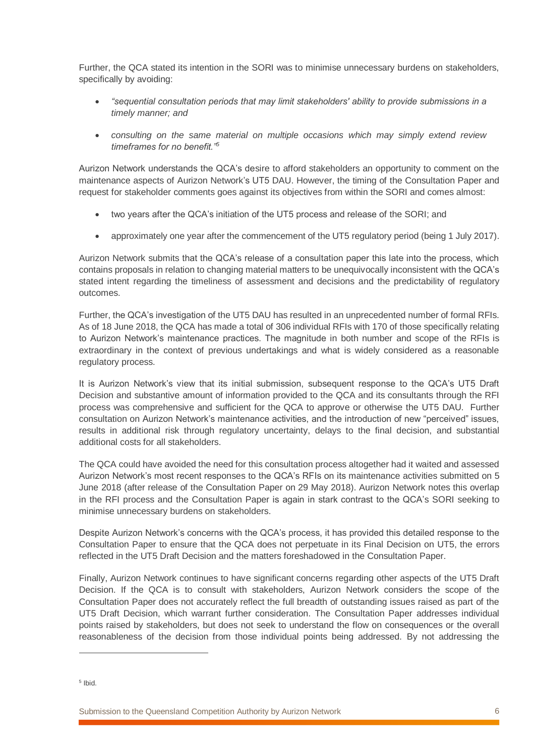Further, the QCA stated its intention in the SORI was to minimise unnecessary burdens on stakeholders, specifically by avoiding:

- *"sequential consultation periods that may limit stakeholders' ability to provide submissions in a timely manner; and*
- *consulting on the same material on multiple occasions which may simply extend review timeframes for no benefit."*[5]

Aurizon Network understands the QCA's desire to afford stakeholders an opportunity to comment on the maintenance aspects of Aurizon Network's UT5 DAU. However, the timing of the Consultation Paper and request for stakeholder comments goes against its objectives from within the SORI and comes almost:

- two years after the QCA's initiation of the UT5 process and release of the SORI; and
- approximately one year after the commencement of the UT5 regulatory period (being 1 July 2017).

Aurizon Network submits that the QCA's release of a consultation paper this late into the process, which contains proposals in relation to changing material matters to be unequivocally inconsistent with the QCA's stated intent regarding the timeliness of assessment and decisions and the predictability of regulatory outcomes.

Further, the QCA's investigation of the UT5 DAU has resulted in an unprecedented number of formal RFIs. As of 18 June 2018, the QCA has made a total of 306 individual RFIs with 170 of those specifically relating to Aurizon Network's maintenance practices. The magnitude in both number and scope of the RFIs is extraordinary in the context of previous undertakings and what is widely considered as a reasonable regulatory process.

It is Aurizon Network's view that its initial submission, subsequent response to the QCA's UT5 Draft Decision and substantive amount of information provided to the QCA and its consultants through the RFI process was comprehensive and sufficient for the QCA to approve or otherwise the UT5 DAU. Further consultation on Aurizon Network's maintenance activities, and the introduction of new "perceived" issues, results in additional risk through regulatory uncertainty, delays to the final decision, and substantial additional costs for all stakeholders.

The QCA could have avoided the need for this consultation process altogether had it waited and assessed Aurizon Network's most recent responses to the QCA's RFIs on its maintenance activities submitted on 5 June 2018 (after release of the Consultation Paper on 29 May 2018). Aurizon Network notes this overlap in the RFI process and the Consultation Paper is again in stark contrast to the QCA's SORI seeking to minimise unnecessary burdens on stakeholders.

Despite Aurizon Network's concerns with the QCA's process, it has provided this detailed response to the Consultation Paper to ensure that the QCA does not perpetuate in its Final Decision on UT5, the errors reflected in the UT5 Draft Decision and the matters foreshadowed in the Consultation Paper.

Finally, Aurizon Network continues to have significant concerns regarding other aspects of the UT5 Draft Decision. If the QCA is to consult with stakeholders, Aurizon Network considers the scope of the Consultation Paper does not accurately reflect the full breadth of outstanding issues raised as part of the UT5 Draft Decision, which warrant further consideration. The Consultation Paper addresses individual points raised by stakeholders, but does not seek to understand the flow on consequences or the overall reasonableness of the decision from those individual points being addressed. By not addressing the

[5] Ibid.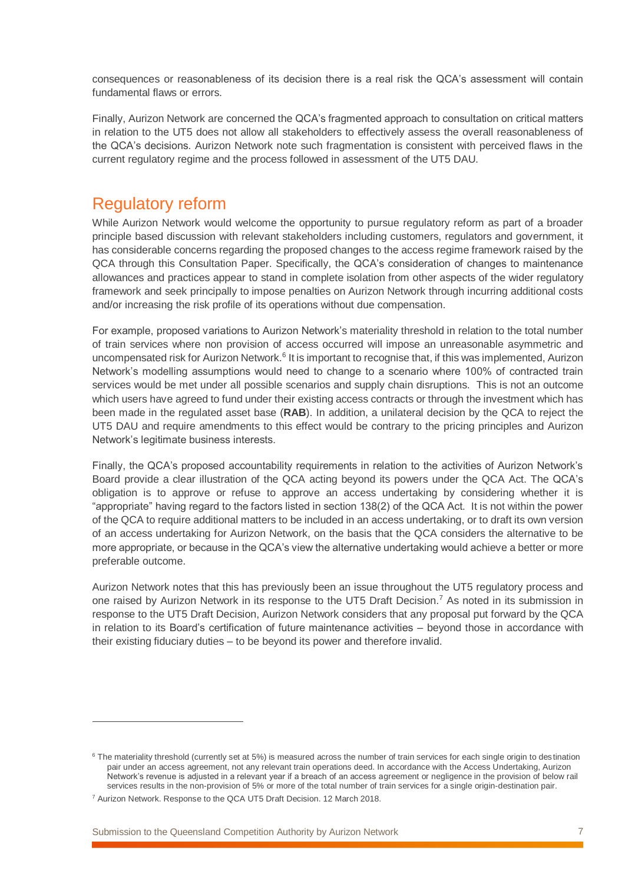consequences or reasonableness of its decision there is a real risk the QCA's assessment will contain fundamental flaws or errors.

Finally, Aurizon Network are concerned the QCA's fragmented approach to consultation on critical matters in relation to the UT5 does not allow all stakeholders to effectively assess the overall reasonableness of the QCA's decisions. Aurizon Network note such fragmentation is consistent with perceived flaws in the current regulatory regime and the process followed in assessment of the UT5 DAU.

## Regulatory reform

While Aurizon Network would welcome the opportunity to pursue regulatory reform as part of a broader principle based discussion with relevant stakeholders including customers, regulators and government, it has considerable concerns regarding the proposed changes to the access regime framework raised by the QCA through this Consultation Paper. Specifically, the QCA's consideration of changes to maintenance allowances and practices appear to stand in complete isolation from other aspects of the wider regulatory framework and seek principally to impose penalties on Aurizon Network through incurring additional costs and/or increasing the risk profile of its operations without due compensation.

For example, proposed variations to Aurizon Network's materiality threshold in relation to the total number of train services where non provision of access occurred will impose an unreasonable asymmetric and uncompensated risk for Aurizon Network.[6] It is important to recognise that, if this was implemented, Aurizon Network's modelling assumptions would need to change to a scenario where 100% of contracted train services would be met under all possible scenarios and supply chain disruptions. This is not an outcome which users have agreed to fund under their existing access contracts or through the investment which has been made in the regulated asset base (**RAB**). In addition, a unilateral decision by the QCA to reject the UT5 DAU and require amendments to this effect would be contrary to the pricing principles and Aurizon Network's legitimate business interests.

Finally, the QCA's proposed accountability requirements in relation to the activities of Aurizon Network's Board provide a clear illustration of the QCA acting beyond its powers under the QCA Act. The QCA's obligation is to approve or refuse to approve an access undertaking by considering whether it is "appropriate" having regard to the factors listed in section 138(2) of the QCA Act. It is not within the power of the QCA to require additional matters to be included in an access undertaking, or to draft its own version of an access undertaking for Aurizon Network, on the basis that the QCA considers the alternative to be more appropriate, or because in the QCA's view the alternative undertaking would achieve a better or more preferable outcome.

Aurizon Network notes that this has previously been an issue throughout the UT5 regulatory process and one raised by Aurizon Network in its response to the UT5 Draft Decision.[7] As noted in its submission in response to the UT5 Draft Decision, Aurizon Network considers that any proposal put forward by the QCA in relation to its Board's certification of future maintenance activities – beyond those in accordance with their existing fiduciary duties – to be beyond its power and therefore invalid.

---

[6] The materiality threshold (currently set at 5%) is measured across the number of train services for each single origin to destination pair under an access agreement, not any relevant train operations deed. In accordance with the Access Undertaking, Aurizon Network's revenue is adjusted in a relevant year if a breach of an access agreement or negligence in the provision of below rail services results in the non-provision of 5% or more of the total number of train services for a single origin-destination pair.

[7] Aurizon Network. Response to the QCA UT5 Draft Decision. 12 March 2018.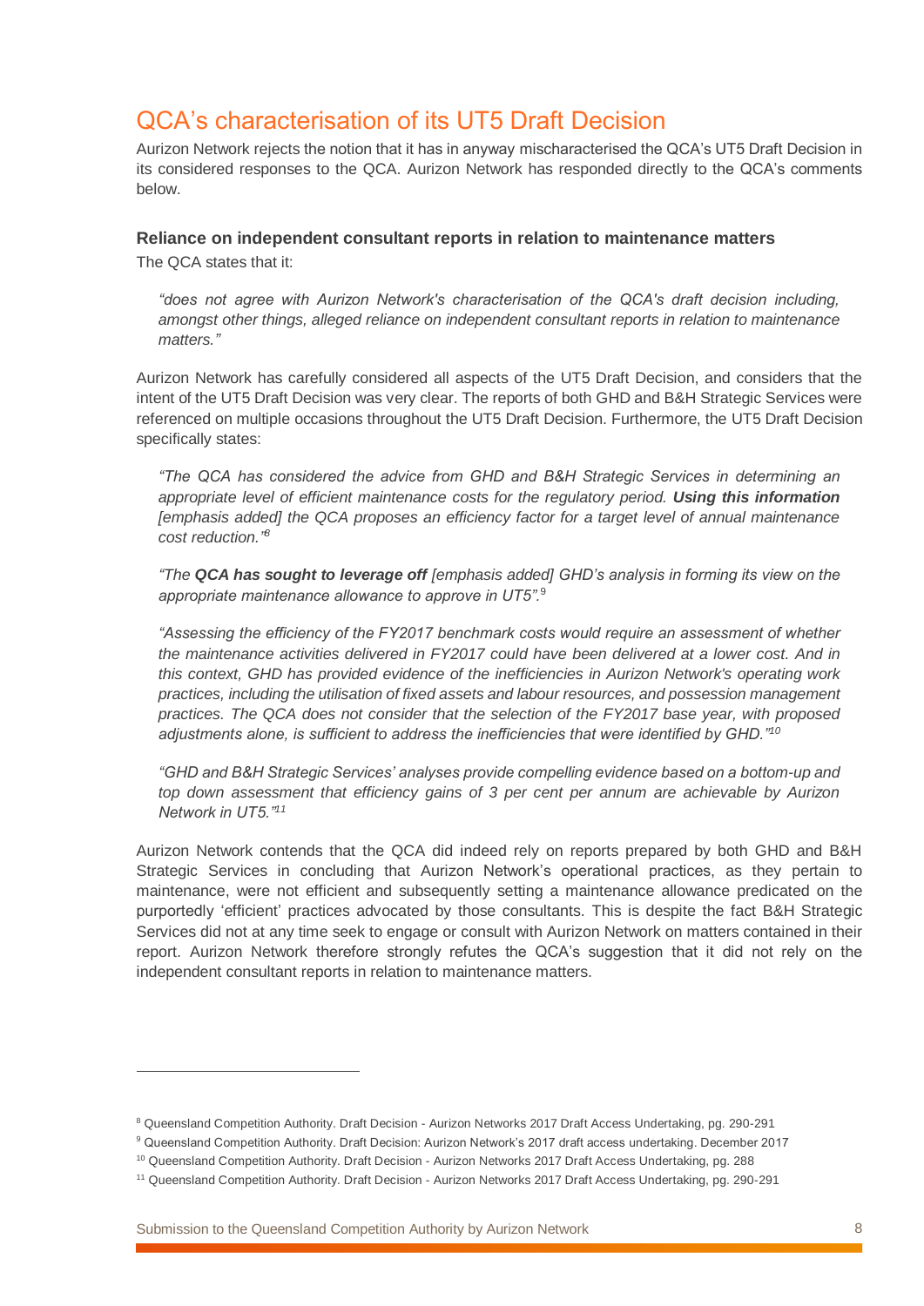# QCA's characterisation of its UT5 Draft Decision

Aurizon Network rejects the notion that it has in anyway mischaracterised the QCA's UT5 Draft Decision in its considered responses to the QCA. Aurizon Network has responded directly to the QCA's comments below.

### Reliance on independent consultant reports in relation to maintenance matters

The QCA states that it:

> *"does not agree with Aurizon Network's characterisation of the QCA's draft decision including, amongst other things, alleged reliance on independent consultant reports in relation to maintenance matters."*

Aurizon Network has carefully considered all aspects of the UT5 Draft Decision, and considers that the intent of the UT5 Draft Decision was very clear. The reports of both GHD and B&H Strategic Services were referenced on multiple occasions throughout the UT5 Draft Decision. Furthermore, the UT5 Draft Decision specifically states:

> *"The QCA has considered the advice from GHD and B&H Strategic Services in determining an appropriate level of efficient maintenance costs for the regulatory period.* ***Using this information*** *[emphasis added] the QCA proposes an efficiency factor for a target level of annual maintenance cost reduction."*[8]

> *"The* ***QCA has sought to leverage off*** *[emphasis added] GHD's analysis in forming its view on the appropriate maintenance allowance to approve in UT5".*[9]

> *"Assessing the efficiency of the FY2017 benchmark costs would require an assessment of whether the maintenance activities delivered in FY2017 could have been delivered at a lower cost. And in this context, GHD has provided evidence of the inefficiencies in Aurizon Network's operating work practices, including the utilisation of fixed assets and labour resources, and possession management practices. The QCA does not consider that the selection of the FY2017 base year, with proposed adjustments alone, is sufficient to address the inefficiencies that were identified by GHD."*[10]

> *"GHD and B&H Strategic Services' analyses provide compelling evidence based on a bottom-up and top down assessment that efficiency gains of 3 per cent per annum are achievable by Aurizon Network in UT5."*[11]

Aurizon Network contends that the QCA did indeed rely on reports prepared by both GHD and B&H Strategic Services in concluding that Aurizon Network's operational practices, as they pertain to maintenance, were not efficient and subsequently setting a maintenance allowance predicated on the purportedly 'efficient' practices advocated by those consultants. This is despite the fact B&H Strategic Services did not at any time seek to engage or consult with Aurizon Network on matters contained in their report. Aurizon Network therefore strongly refutes the QCA's suggestion that it did not rely on the independent consultant reports in relation to maintenance matters.

---

[8] Queensland Competition Authority. Draft Decision - Aurizon Networks 2017 Draft Access Undertaking, pg. 290-291

[9] Queensland Competition Authority. Draft Decision: Aurizon Network's 2017 draft access undertaking. December 2017

[10] Queensland Competition Authority. Draft Decision - Aurizon Networks 2017 Draft Access Undertaking, pg. 288

[11] Queensland Competition Authority. Draft Decision - Aurizon Networks 2017 Draft Access Undertaking, pg. 290-291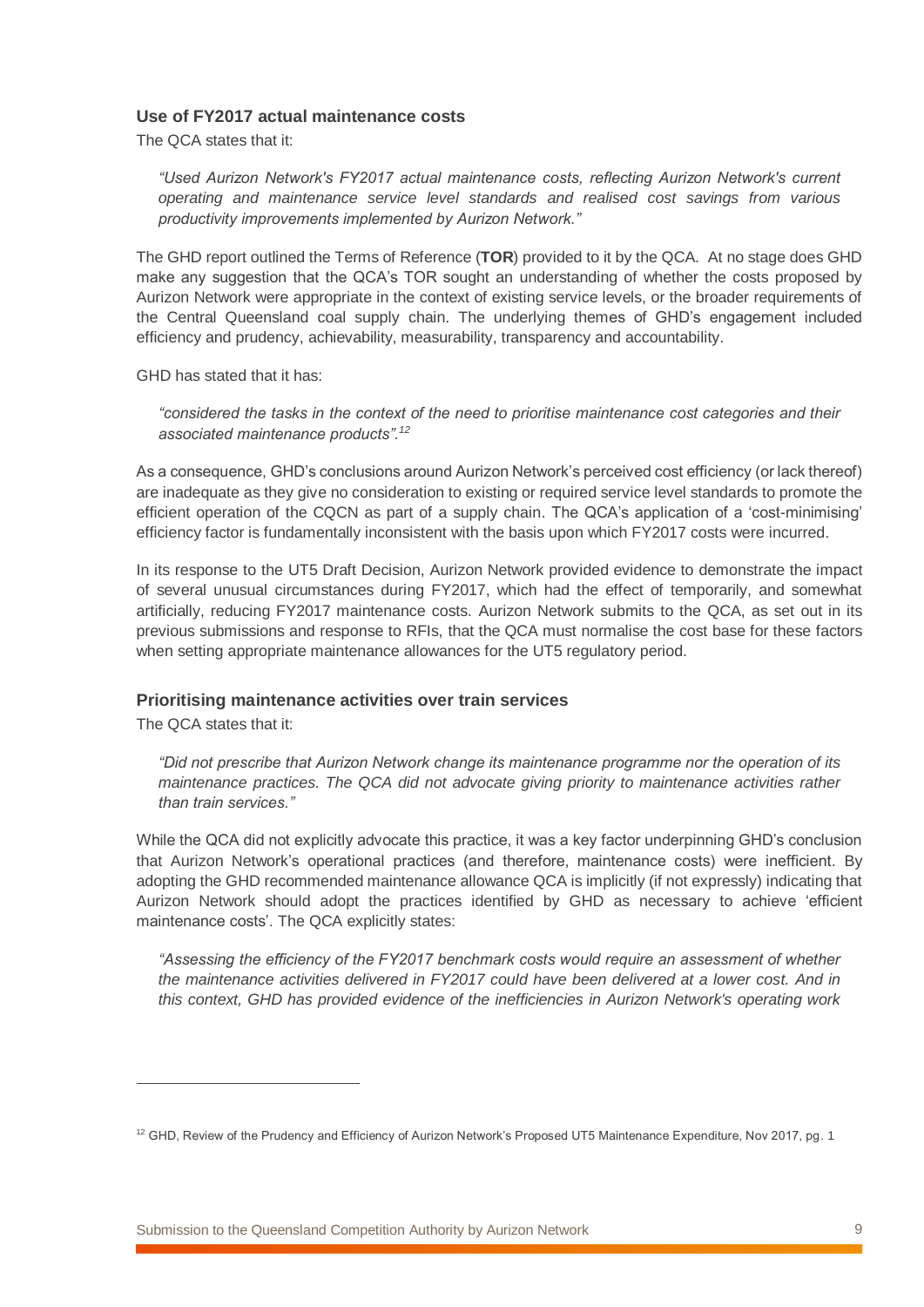### Use of FY2017 actual maintenance costs

The QCA states that it:

> *"Used Aurizon Network's FY2017 actual maintenance costs, reflecting Aurizon Network's current operating and maintenance service level standards and realised cost savings from various productivity improvements implemented by Aurizon Network."*

The GHD report outlined the Terms of Reference (**TOR**) provided to it by the QCA. At no stage does GHD make any suggestion that the QCA's TOR sought an understanding of whether the costs proposed by Aurizon Network were appropriate in the context of existing service levels, or the broader requirements of the Central Queensland coal supply chain. The underlying themes of GHD's engagement included efficiency and prudency, achievability, measurability, transparency and accountability.

GHD has stated that it has:

> *"considered the tasks in the context of the need to prioritise maintenance cost categories and their associated maintenance products".*[12]

As a consequence, GHD's conclusions around Aurizon Network's perceived cost efficiency (or lack thereof) are inadequate as they give no consideration to existing or required service level standards to promote the efficient operation of the CQCN as part of a supply chain. The QCA's application of a 'cost-minimising' efficiency factor is fundamentally inconsistent with the basis upon which FY2017 costs were incurred.

In its response to the UT5 Draft Decision, Aurizon Network provided evidence to demonstrate the impact of several unusual circumstances during FY2017, which had the effect of temporarily, and somewhat artificially, reducing FY2017 maintenance costs. Aurizon Network submits to the QCA, as set out in its previous submissions and response to RFIs, that the QCA must normalise the cost base for these factors when setting appropriate maintenance allowances for the UT5 regulatory period.

### Prioritising maintenance activities over train services

The QCA states that it:

> *"Did not prescribe that Aurizon Network change its maintenance programme nor the operation of its maintenance practices. The QCA did not advocate giving priority to maintenance activities rather than train services."*

While the QCA did not explicitly advocate this practice, it was a key factor underpinning GHD's conclusion that Aurizon Network's operational practices (and therefore, maintenance costs) were inefficient. By adopting the GHD recommended maintenance allowance QCA is implicitly (if not expressly) indicating that Aurizon Network should adopt the practices identified by GHD as necessary to achieve 'efficient maintenance costs'. The QCA explicitly states:

> *"Assessing the efficiency of the FY2017 benchmark costs would require an assessment of whether the maintenance activities delivered in FY2017 could have been delivered at a lower cost. And in this context, GHD has provided evidence of the inefficiencies in Aurizon Network's operating work*

---

[12] GHD, Review of the Prudency and Efficiency of Aurizon Network's Proposed UT5 Maintenance Expenditure, Nov 2017, pg. 1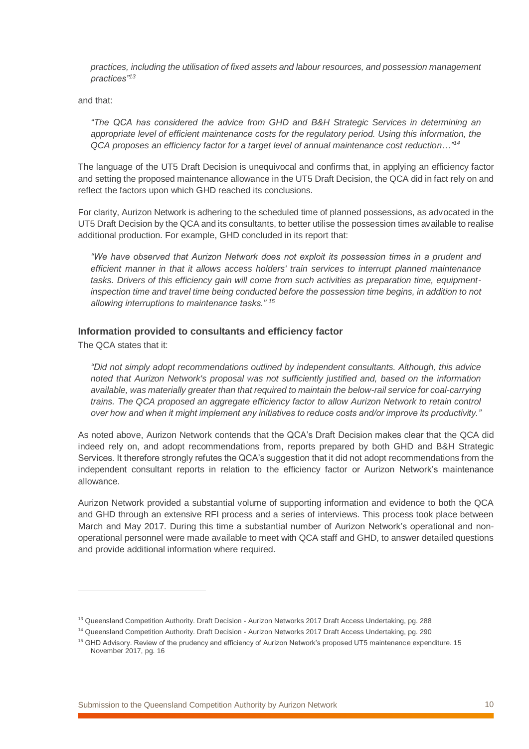*practices, including the utilisation of fixed assets and labour resources, and possession management practices"*[13]

and that:

*"The QCA has considered the advice from GHD and B&H Strategic Services in determining an appropriate level of efficient maintenance costs for the regulatory period. Using this information, the QCA proposes an efficiency factor for a target level of annual maintenance cost reduction…"*[14]

The language of the UT5 Draft Decision is unequivocal and confirms that, in applying an efficiency factor and setting the proposed maintenance allowance in the UT5 Draft Decision, the QCA did in fact rely on and reflect the factors upon which GHD reached its conclusions.

For clarity, Aurizon Network is adhering to the scheduled time of planned possessions, as advocated in the UT5 Draft Decision by the QCA and its consultants, to better utilise the possession times available to realise additional production. For example, GHD concluded in its report that:

*"We have observed that Aurizon Network does not exploit its possession times in a prudent and efficient manner in that it allows access holders' train services to interrupt planned maintenance tasks. Drivers of this efficiency gain will come from such activities as preparation time, equipment-inspection time and travel time being conducted before the possession time begins, in addition to not allowing interruptions to maintenance tasks."* [15]

### Information provided to consultants and efficiency factor

The QCA states that it:

*"Did not simply adopt recommendations outlined by independent consultants. Although, this advice noted that Aurizon Network's proposal was not sufficiently justified and, based on the information available, was materially greater than that required to maintain the below-rail service for coal-carrying trains. The QCA proposed an aggregate efficiency factor to allow Aurizon Network to retain control over how and when it might implement any initiatives to reduce costs and/or improve its productivity."*

As noted above, Aurizon Network contends that the QCA's Draft Decision makes clear that the QCA did indeed rely on, and adopt recommendations from, reports prepared by both GHD and B&H Strategic Services. It therefore strongly refutes the QCA's suggestion that it did not adopt recommendations from the independent consultant reports in relation to the efficiency factor or Aurizon Network's maintenance allowance.

Aurizon Network provided a substantial volume of supporting information and evidence to both the QCA and GHD through an extensive RFI process and a series of interviews. This process took place between March and May 2017. During this time a substantial number of Aurizon Network's operational and non-operational personnel were made available to meet with QCA staff and GHD, to answer detailed questions and provide additional information where required.

---

[13] Queensland Competition Authority. Draft Decision - Aurizon Networks 2017 Draft Access Undertaking, pg. 288

[14] Queensland Competition Authority. Draft Decision - Aurizon Networks 2017 Draft Access Undertaking, pg. 290

[15] GHD Advisory. Review of the prudency and efficiency of Aurizon Network's proposed UT5 maintenance expenditure. 15 November 2017, pg. 16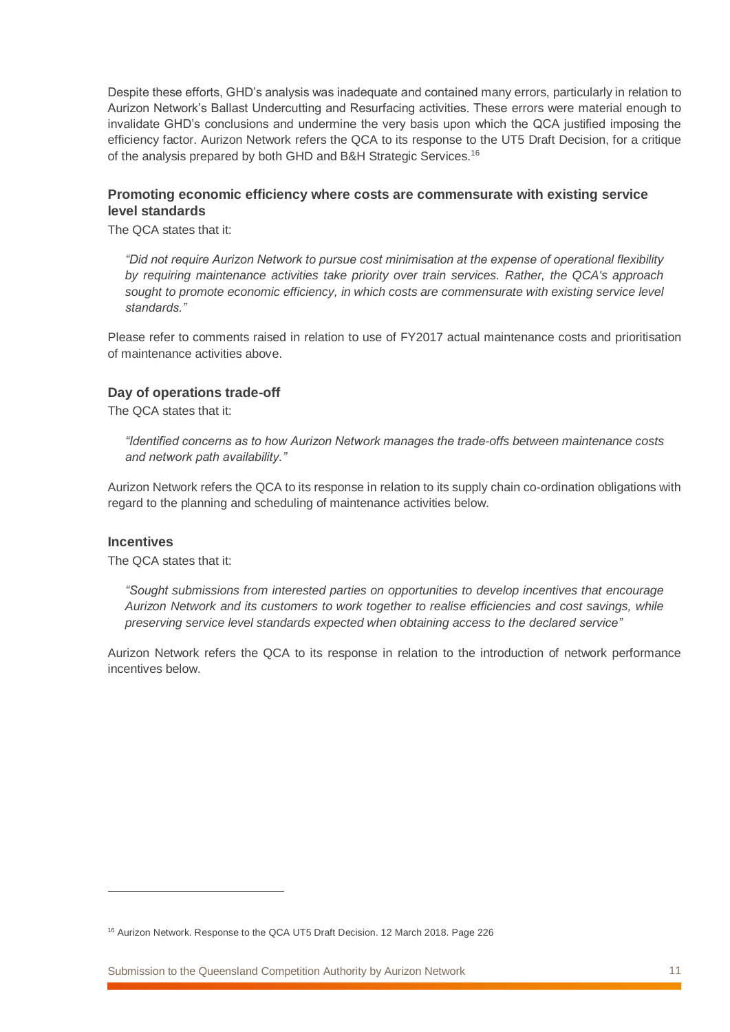Despite these efforts, GHD's analysis was inadequate and contained many errors, particularly in relation to Aurizon Network's Ballast Undercutting and Resurfacing activities. These errors were material enough to invalidate GHD's conclusions and undermine the very basis upon which the QCA justified imposing the efficiency factor. Aurizon Network refers the QCA to its response to the UT5 Draft Decision, for a critique of the analysis prepared by both GHD and B&H Strategic Services.[16]

### Promoting economic efficiency where costs are commensurate with existing service level standards

The QCA states that it:

> *"Did not require Aurizon Network to pursue cost minimisation at the expense of operational flexibility by requiring maintenance activities take priority over train services. Rather, the QCA's approach sought to promote economic efficiency, in which costs are commensurate with existing service level standards."*

Please refer to comments raised in relation to use of FY2017 actual maintenance costs and prioritisation of maintenance activities above.

### Day of operations trade-off

The QCA states that it:

> *"Identified concerns as to how Aurizon Network manages the trade-offs between maintenance costs and network path availability."*

Aurizon Network refers the QCA to its response in relation to its supply chain co-ordination obligations with regard to the planning and scheduling of maintenance activities below.

### Incentives

The QCA states that it:

> *"Sought submissions from interested parties on opportunities to develop incentives that encourage Aurizon Network and its customers to work together to realise efficiencies and cost savings, while preserving service level standards expected when obtaining access to the declared service"*

Aurizon Network refers the QCA to its response in relation to the introduction of network performance incentives below.

---

[16] Aurizon Network. Response to the QCA UT5 Draft Decision. 12 March 2018. Page 226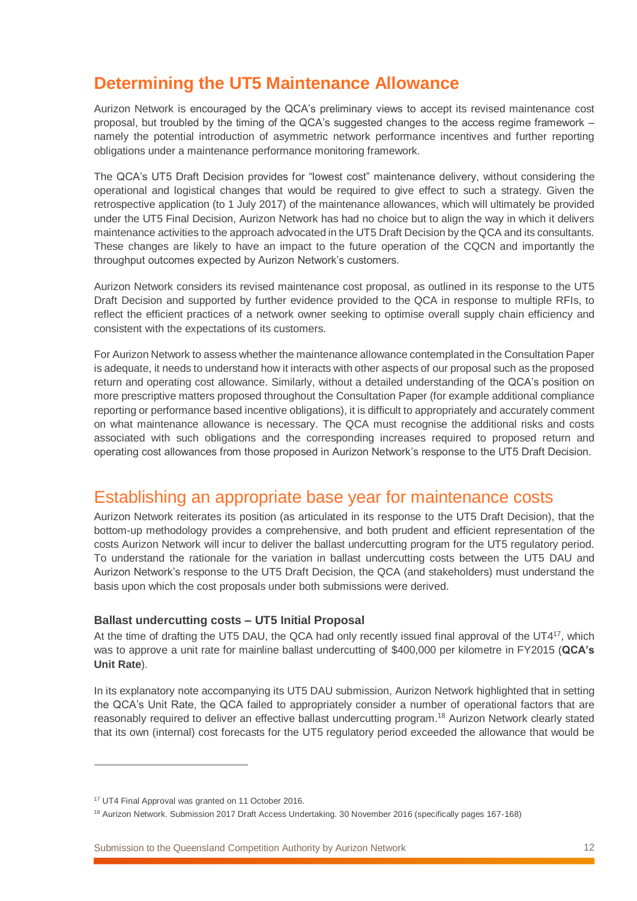## Determining the UT5 Maintenance Allowance

Aurizon Network is encouraged by the QCA's preliminary views to accept its revised maintenance cost proposal, but troubled by the timing of the QCA's suggested changes to the access regime framework – namely the potential introduction of asymmetric network performance incentives and further reporting obligations under a maintenance performance monitoring framework.

The QCA's UT5 Draft Decision provides for "lowest cost" maintenance delivery, without considering the operational and logistical changes that would be required to give effect to such a strategy. Given the retrospective application (to 1 July 2017) of the maintenance allowances, which will ultimately be provided under the UT5 Final Decision, Aurizon Network has had no choice but to align the way in which it delivers maintenance activities to the approach advocated in the UT5 Draft Decision by the QCA and its consultants. These changes are likely to have an impact to the future operation of the CQCN and importantly the throughput outcomes expected by Aurizon Network's customers.

Aurizon Network considers its revised maintenance cost proposal, as outlined in its response to the UT5 Draft Decision and supported by further evidence provided to the QCA in response to multiple RFIs, to reflect the efficient practices of a network owner seeking to optimise overall supply chain efficiency and consistent with the expectations of its customers.

For Aurizon Network to assess whether the maintenance allowance contemplated in the Consultation Paper is adequate, it needs to understand how it interacts with other aspects of our proposal such as the proposed return and operating cost allowance. Similarly, without a detailed understanding of the QCA's position on more prescriptive matters proposed throughout the Consultation Paper (for example additional compliance reporting or performance based incentive obligations), it is difficult to appropriately and accurately comment on what maintenance allowance is necessary. The QCA must recognise the additional risks and costs associated with such obligations and the corresponding increases required to proposed return and operating cost allowances from those proposed in Aurizon Network's response to the UT5 Draft Decision.

## Establishing an appropriate base year for maintenance costs

Aurizon Network reiterates its position (as articulated in its response to the UT5 Draft Decision), that the bottom-up methodology provides a comprehensive, and both prudent and efficient representation of the costs Aurizon Network will incur to deliver the ballast undercutting program for the UT5 regulatory period. To understand the rationale for the variation in ballast undercutting costs between the UT5 DAU and Aurizon Network's response to the UT5 Draft Decision, the QCA (and stakeholders) must understand the basis upon which the cost proposals under both submissions were derived.

### Ballast undercutting costs – UT5 Initial Proposal

At the time of drafting the UT5 DAU, the QCA had only recently issued final approval of the UT4[17], which was to approve a unit rate for mainline ballast undercutting of $400,000 per kilometre in FY2015 (**QCA's Unit Rate**).

In its explanatory note accompanying its UT5 DAU submission, Aurizon Network highlighted that in setting the QCA's Unit Rate, the QCA failed to appropriately consider a number of operational factors that are reasonably required to deliver an effective ballast undercutting program.[18] Aurizon Network clearly stated that its own (internal) cost forecasts for the UT5 regulatory period exceeded the allowance that would be

---

[17] UT4 Final Approval was granted on 11 October 2016.

[18] Aurizon Network. Submission 2017 Draft Access Undertaking. 30 November 2016 (specifically pages 167-168)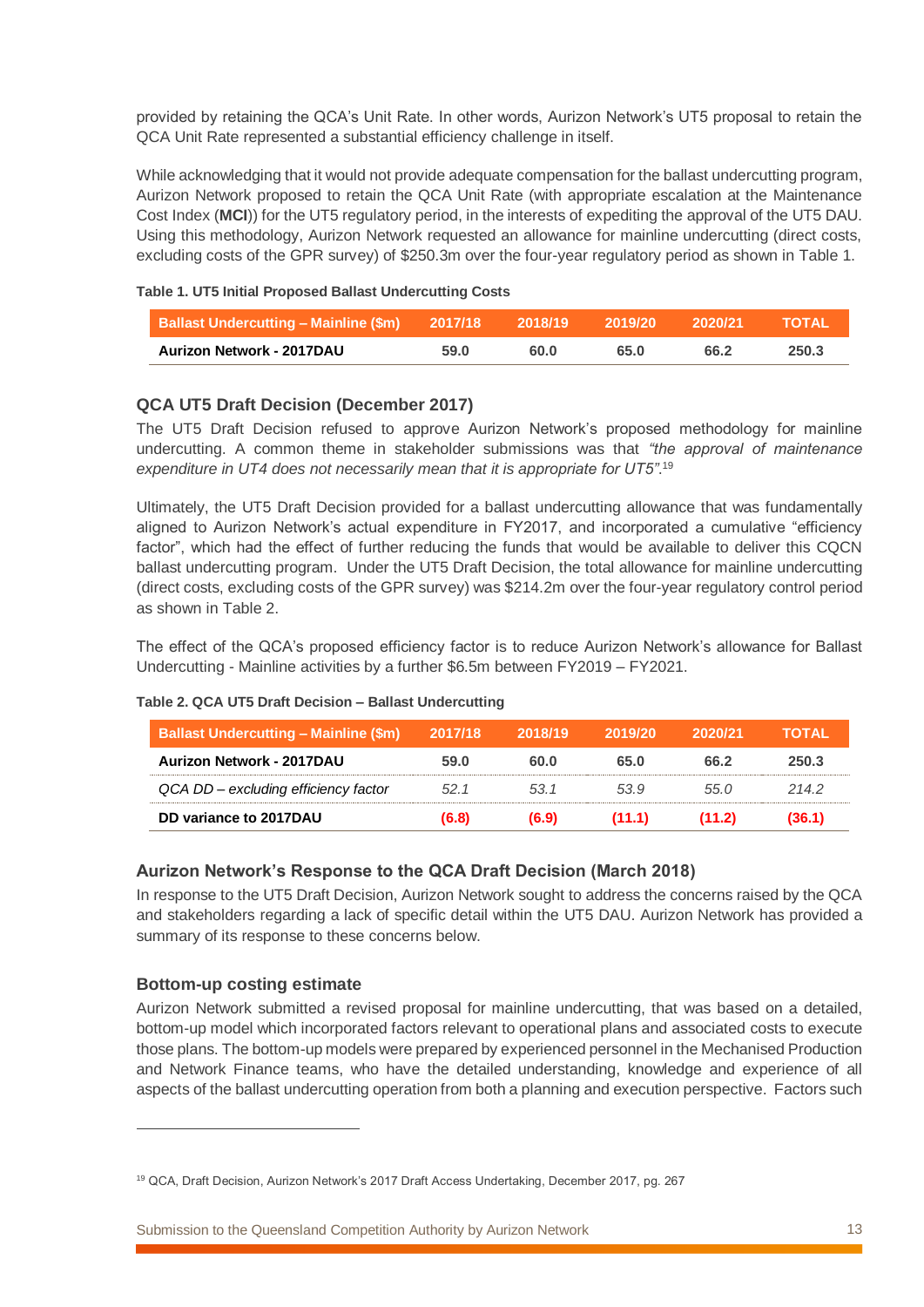provided by retaining the QCA's Unit Rate. In other words, Aurizon Network's UT5 proposal to retain the QCA Unit Rate represented a substantial efficiency challenge in itself.

While acknowledging that it would not provide adequate compensation for the ballast undercutting program, Aurizon Network proposed to retain the QCA Unit Rate (with appropriate escalation at the Maintenance Cost Index (**MCI**)) for the UT5 regulatory period, in the interests of expediting the approval of the UT5 DAU. Using this methodology, Aurizon Network requested an allowance for mainline undercutting (direct costs, excluding costs of the GPR survey) of $250.3m over the four-year regulatory period as shown in Table 1.

**Table 1. UT5 Initial Proposed Ballast Undercutting Costs**

| Ballast Undercutting – Mainline ($m) | 2017/18 | 2018/19 | 2019/20 | 2020/21 | TOTAL |
|---|---|---|---|---|---|
| **Aurizon Network - 2017DAU** | **59.0** | **60.0** | **65.0** | **66.2** | **250.3** |

### QCA UT5 Draft Decision (December 2017)

The UT5 Draft Decision refused to approve Aurizon Network's proposed methodology for mainline undercutting. A common theme in stakeholder submissions was that *"the approval of maintenance expenditure in UT4 does not necessarily mean that it is appropriate for UT5"*.[19]

Ultimately, the UT5 Draft Decision provided for a ballast undercutting allowance that was fundamentally aligned to Aurizon Network's actual expenditure in FY2017, and incorporated a cumulative "efficiency factor", which had the effect of further reducing the funds that would be available to deliver this CQCN ballast undercutting program. Under the UT5 Draft Decision, the total allowance for mainline undercutting (direct costs, excluding costs of the GPR survey) was $214.2m over the four-year regulatory control period as shown in Table 2.

The effect of the QCA's proposed efficiency factor is to reduce Aurizon Network's allowance for Ballast Undercutting - Mainline activities by a further $6.5m between FY2019 – FY2021.

**Table 2. QCA UT5 Draft Decision – Ballast Undercutting**

| Ballast Undercutting – Mainline ($m) | 2017/18 | 2018/19 | 2019/20 | 2020/21 | TOTAL |
|---|---|---|---|---|---|
| **Aurizon Network - 2017DAU** | **59.0** | **60.0** | **65.0** | **66.2** | **250.3** |
| *QCA DD – excluding efficiency factor* | *52.1* | *53.1* | *53.9* | *55.0* | *214.2* |
| **DD variance to 2017DAU** | **(6.8)** | **(6.9)** | **(11.1)** | **(11.2)** | **(36.1)** |

### Aurizon Network's Response to the QCA Draft Decision (March 2018)

In response to the UT5 Draft Decision, Aurizon Network sought to address the concerns raised by the QCA and stakeholders regarding a lack of specific detail within the UT5 DAU. Aurizon Network has provided a summary of its response to these concerns below.

### Bottom-up costing estimate

Aurizon Network submitted a revised proposal for mainline undercutting, that was based on a detailed, bottom-up model which incorporated factors relevant to operational plans and associated costs to execute those plans. The bottom-up models were prepared by experienced personnel in the Mechanised Production and Network Finance teams, who have the detailed understanding, knowledge and experience of all aspects of the ballast undercutting operation from both a planning and execution perspective. Factors such

[19] QCA, Draft Decision, Aurizon Network's 2017 Draft Access Undertaking, December 2017, pg. 267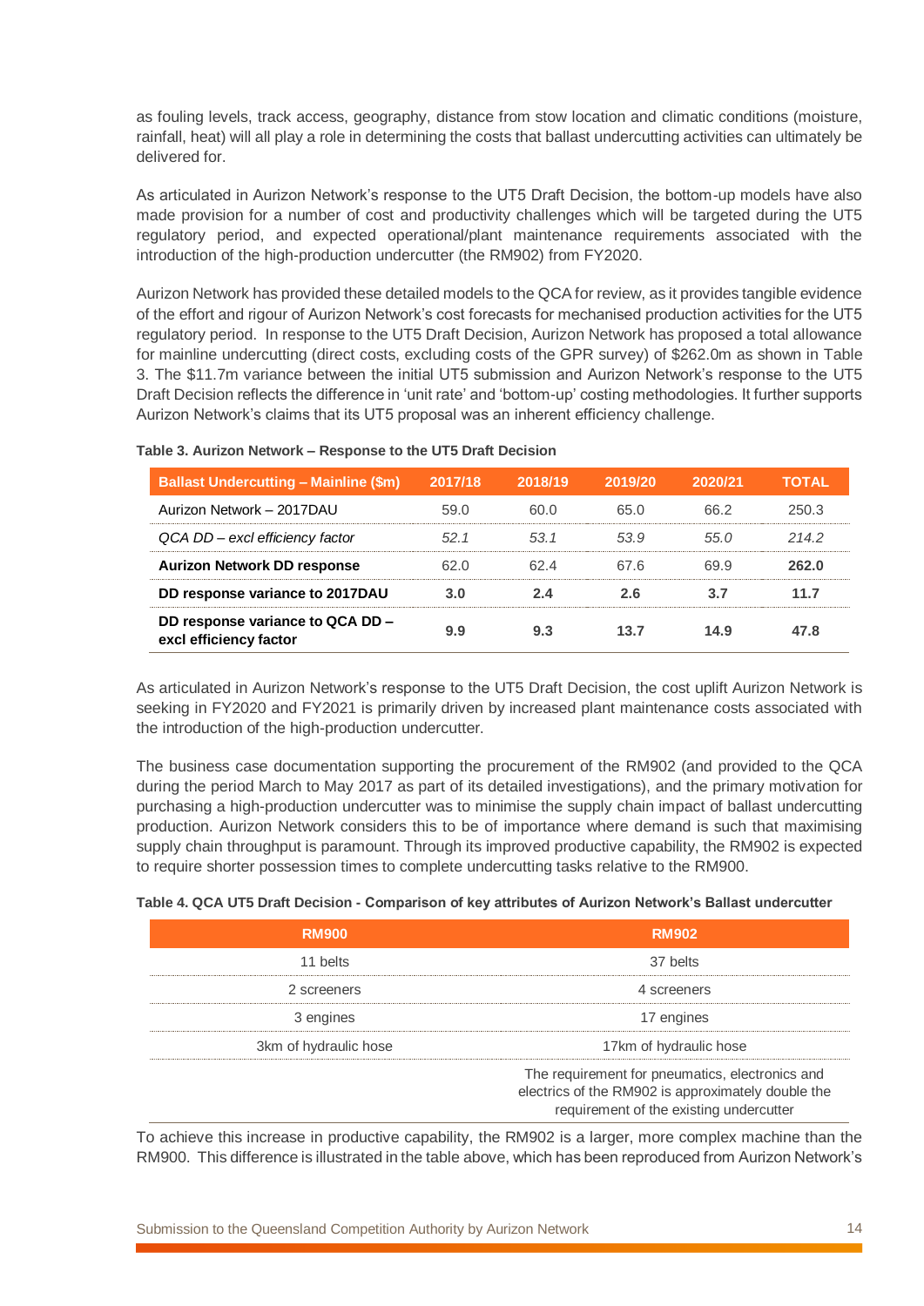as fouling levels, track access, geography, distance from stow location and climatic conditions (moisture, rainfall, heat) will all play a role in determining the costs that ballast undercutting activities can ultimately be delivered for.

As articulated in Aurizon Network's response to the UT5 Draft Decision, the bottom-up models have also made provision for a number of cost and productivity challenges which will be targeted during the UT5 regulatory period, and expected operational/plant maintenance requirements associated with the introduction of the high-production undercutter (the RM902) from FY2020.

Aurizon Network has provided these detailed models to the QCA for review, as it provides tangible evidence of the effort and rigour of Aurizon Network's cost forecasts for mechanised production activities for the UT5 regulatory period. In response to the UT5 Draft Decision, Aurizon Network has proposed a total allowance for mainline undercutting (direct costs, excluding costs of the GPR survey) of $262.0m as shown in Table 3. The $11.7m variance between the initial UT5 submission and Aurizon Network's response to the UT5 Draft Decision reflects the difference in 'unit rate' and 'bottom-up' costing methodologies. It further supports Aurizon Network's claims that its UT5 proposal was an inherent efficiency challenge.

**Table 3. Aurizon Network – Response to the UT5 Draft Decision**

| Ballast Undercutting – Mainline ($m) | 2017/18 | 2018/19 | 2019/20 | 2020/21 | TOTAL |
|---|---|---|---|---|---|
| Aurizon Network – 2017DAU | 59.0 | 60.0 | 65.0 | 66.2 | 250.3 |
| *QCA DD – excl efficiency factor* | *52.1* | *53.1* | *53.9* | *55.0* | *214.2* |
| **Aurizon Network DD response** | 62.0 | 62.4 | 67.6 | 69.9 | **262.0** |
| **DD response variance to 2017DAU** | **3.0** | **2.4** | **2.6** | **3.7** | **11.7** |
| **DD response variance to QCA DD – excl efficiency factor** | **9.9** | **9.3** | **13.7** | **14.9** | **47.8** |

As articulated in Aurizon Network's response to the UT5 Draft Decision, the cost uplift Aurizon Network is seeking in FY2020 and FY2021 is primarily driven by increased plant maintenance costs associated with the introduction of the high-production undercutter.

The business case documentation supporting the procurement of the RM902 (and provided to the QCA during the period March to May 2017 as part of its detailed investigations), and the primary motivation for purchasing a high-production undercutter was to minimise the supply chain impact of ballast undercutting production. Aurizon Network considers this to be of importance where demand is such that maximising supply chain throughput is paramount. Through its improved productive capability, the RM902 is expected to require shorter possession times to complete undercutting tasks relative to the RM900.

**Table 4. QCA UT5 Draft Decision - Comparison of key attributes of Aurizon Network's Ballast undercutter**

| RM900 | RM902 |
|---|---|
| 11 belts | 37 belts |
| 2 screeners | 4 screeners |
| 3 engines | 17 engines |
| 3km of hydraulic hose | 17km of hydraulic hose |
| | The requirement for pneumatics, electronics and electrics of the RM902 is approximately double the requirement of the existing undercutter |

To achieve this increase in productive capability, the RM902 is a larger, more complex machine than the RM900. This difference is illustrated in the table above, which has been reproduced from Aurizon Network's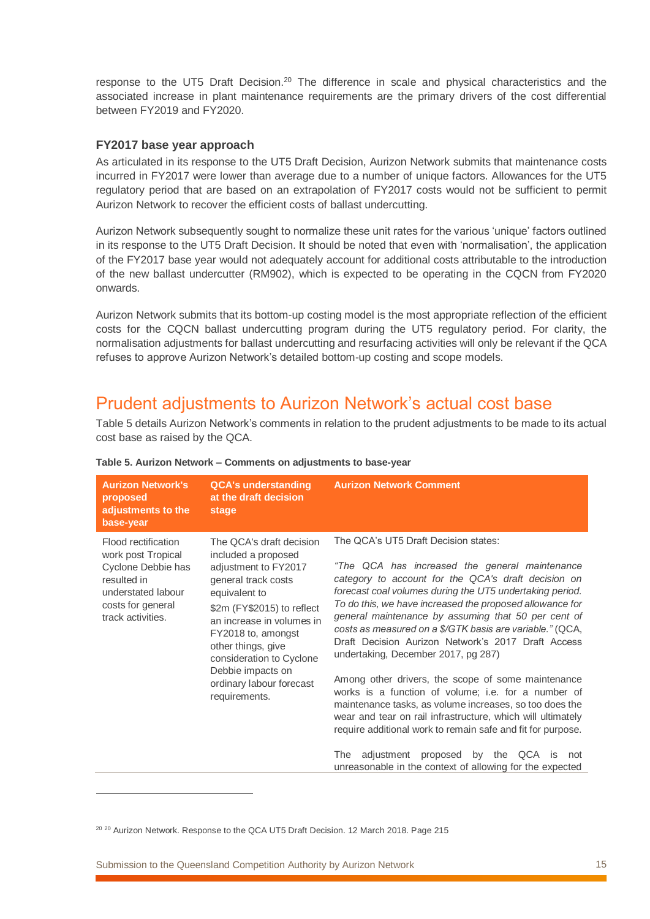response to the UT5 Draft Decision.[20] The difference in scale and physical characteristics and the associated increase in plant maintenance requirements are the primary drivers of the cost differential between FY2019 and FY2020.

### FY2017 base year approach

As articulated in its response to the UT5 Draft Decision, Aurizon Network submits that maintenance costs incurred in FY2017 were lower than average due to a number of unique factors. Allowances for the UT5 regulatory period that are based on an extrapolation of FY2017 costs would not be sufficient to permit Aurizon Network to recover the efficient costs of ballast undercutting.

Aurizon Network subsequently sought to normalize these unit rates for the various 'unique' factors outlined in its response to the UT5 Draft Decision. It should be noted that even with 'normalisation', the application of the FY2017 base year would not adequately account for additional costs attributable to the introduction of the new ballast undercutter (RM902), which is expected to be operating in the CQCN from FY2020 onwards.

Aurizon Network submits that its bottom-up costing model is the most appropriate reflection of the efficient costs for the CQCN ballast undercutting program during the UT5 regulatory period. For clarity, the normalisation adjustments for ballast undercutting and resurfacing activities will only be relevant if the QCA refuses to approve Aurizon Network's detailed bottom-up costing and scope models.

## Prudent adjustments to Aurizon Network's actual cost base

Table 5 details Aurizon Network's comments in relation to the prudent adjustments to be made to its actual cost base as raised by the QCA.

**Table 5. Aurizon Network – Comments on adjustments to base-year**

| Aurizon Network's proposed adjustments to the base-year | QCA's understanding at the draft decision stage | Aurizon Network Comment |
|---|---|---|
| Flood rectification work post Tropical Cyclone Debbie has resulted in understated labour costs for general track activities. | The QCA's draft decision included a proposed adjustment to FY2017 general track costs equivalent to $2m (FY$2015) to reflect an increase in volumes in FY2018 to, amongst other things, give consideration to Cyclone Debbie impacts on ordinary labour forecast requirements. | The QCA's UT5 Draft Decision states:<br><br>*"The QCA has increased the general maintenance category to account for the QCA's draft decision on forecast coal volumes during the UT5 undertaking period. To do this, we have increased the proposed allowance for general maintenance by assuming that 50 per cent of costs as measured on a $/GTK basis are variable."* (QCA, Draft Decision Aurizon Network's 2017 Draft Access undertaking, December 2017, pg 287)<br><br>Among other drivers, the scope of some maintenance works is a function of volume; i.e. for a number of maintenance tasks, as volume increases, so too does the wear and tear on rail infrastructure, which will ultimately require additional work to remain safe and fit for purpose.<br><br>The adjustment proposed by the QCA is not unreasonable in the context of allowing for the expected |

[20] Aurizon Network. Response to the QCA UT5 Draft Decision. 12 March 2018. Page 215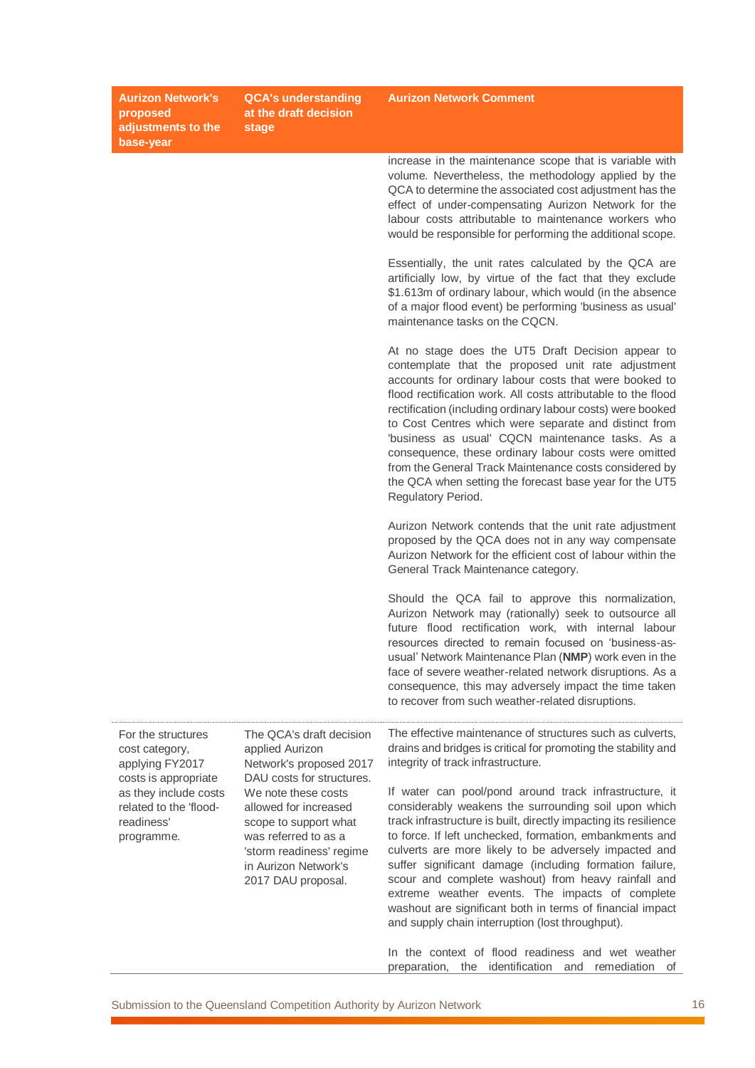| Aurizon Network's proposed adjustments to the base-year | QCA's understanding at the draft decision stage | Aurizon Network Comment |
|---|---|---|
| | | increase in the maintenance scope that is variable with volume. Nevertheless, the methodology applied by the QCA to determine the associated cost adjustment has the effect of under-compensating Aurizon Network for the labour costs attributable to maintenance workers who would be responsible for performing the additional scope.<br><br>Essentially, the unit rates calculated by the QCA are artificially low, by virtue of the fact that they exclude $1.613m of ordinary labour, which would (in the absence of a major flood event) be performing 'business as usual' maintenance tasks on the CQCN.<br><br>At no stage does the UT5 Draft Decision appear to contemplate that the proposed unit rate adjustment accounts for ordinary labour costs that were booked to flood rectification work. All costs attributable to the flood rectification (including ordinary labour costs) were booked to Cost Centres which were separate and distinct from 'business as usual' CQCN maintenance tasks. As a consequence, these ordinary labour costs were omitted from the General Track Maintenance costs considered by the QCA when setting the forecast base year for the UT5 Regulatory Period.<br><br>Aurizon Network contends that the unit rate adjustment proposed by the QCA does not in any way compensate Aurizon Network for the efficient cost of labour within the General Track Maintenance category.<br><br>Should the QCA fail to approve this normalization, Aurizon Network may (rationally) seek to outsource all future flood rectification work, with internal labour resources directed to remain focused on 'business-as-usual' Network Maintenance Plan (**NMP**) work even in the face of severe weather-related network disruptions. As a consequence, this may adversely impact the time taken to recover from such weather-related disruptions. |
| For the structures cost category, applying FY2017 costs is appropriate as they include costs related to the 'flood-readiness' programme. | The QCA's draft decision applied Aurizon Network's proposed 2017 DAU costs for structures. We note these costs allowed for increased scope to support what was referred to as a 'storm readiness' regime in Aurizon Network's 2017 DAU proposal. | The effective maintenance of structures such as culverts, drains and bridges is critical for promoting the stability and integrity of track infrastructure.<br><br>If water can pool/pond around track infrastructure, it considerably weakens the surrounding soil upon which track infrastructure is built, directly impacting its resilience to force. If left unchecked, formation, embankments and culverts are more likely to be adversely impacted and suffer significant damage (including formation failure, scour and complete washout) from heavy rainfall and extreme weather events. The impacts of complete washout are significant both in terms of financial impact and supply chain interruption (lost throughput).<br><br>In the context of flood readiness and wet weather preparation, the identification and remediation of |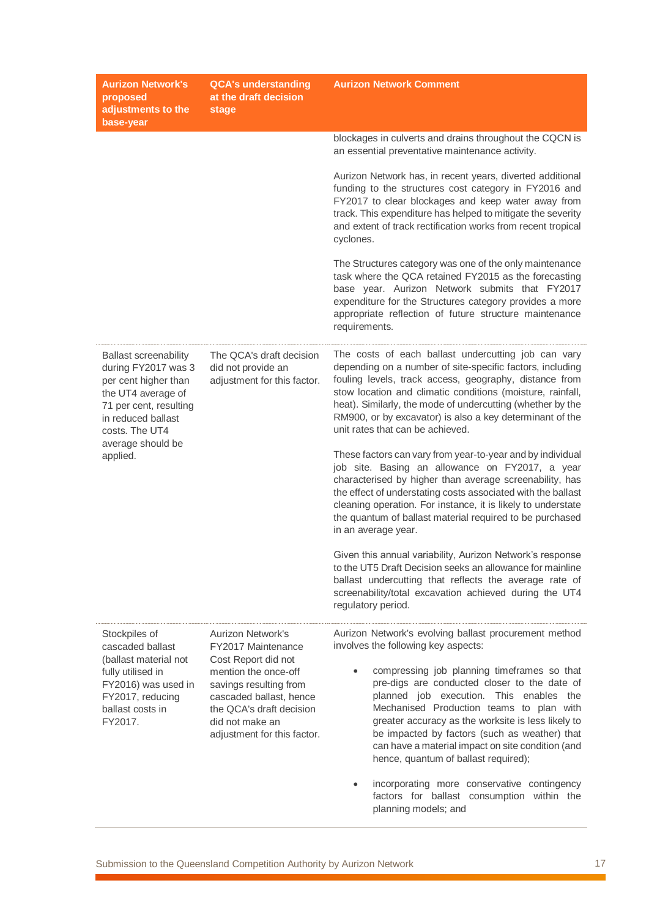| Aurizon Network's proposed adjustments to the base-year | QCA's understanding at the draft decision stage | Aurizon Network Comment |
|---|---|---|
| | | blockages in culverts and drains throughout the CQCN is an essential preventative maintenance activity.<br><br>Aurizon Network has, in recent years, diverted additional funding to the structures cost category in FY2016 and FY2017 to clear blockages and keep water away from track. This expenditure has helped to mitigate the severity and extent of track rectification works from recent tropical cyclones.<br><br>The Structures category was one of the only maintenance task where the QCA retained FY2015 as the forecasting base year. Aurizon Network submits that FY2017 expenditure for the Structures category provides a more appropriate reflection of future structure maintenance requirements. |
| Ballast screenability during FY2017 was 3 per cent higher than the UT4 average of 71 per cent, resulting in reduced ballast costs. The UT4 average should be applied. | The QCA's draft decision did not provide an adjustment for this factor. | The costs of each ballast undercutting job can vary depending on a number of site-specific factors, including fouling levels, track access, geography, distance from stow location and climatic conditions (moisture, rainfall, heat). Similarly, the mode of undercutting (whether by the RM900, or by excavator) is also a key determinant of the unit rates that can be achieved.<br><br>These factors can vary from year-to-year and by individual job site. Basing an allowance on FY2017, a year characterised by higher than average screenability, has the effect of understating costs associated with the ballast cleaning operation. For instance, it is likely to understate the quantum of ballast material required to be purchased in an average year.<br><br>Given this annual variability, Aurizon Network's response to the UT5 Draft Decision seeks an allowance for mainline ballast undercutting that reflects the average rate of screenability/total excavation achieved during the UT4 regulatory period. |
| Stockpiles of cascaded ballast (ballast material not fully utilised in FY2016) was used in FY2017, reducing ballast costs in FY2017. | Aurizon Network's FY2017 Maintenance Cost Report did not mention the once-off savings resulting from cascaded ballast, hence the QCA's draft decision did not make an adjustment for this factor. | Aurizon Network's evolving ballast procurement method involves the following key aspects:<br><br>• compressing job planning timeframes so that pre-digs are conducted closer to the date of planned job execution. This enables the Mechanised Production teams to plan with greater accuracy as the worksite is less likely to be impacted by factors (such as weather) that can have a material impact on site condition (and hence, quantum of ballast required);<br><br>• incorporating more conservative contingency factors for ballast consumption within the planning models; and |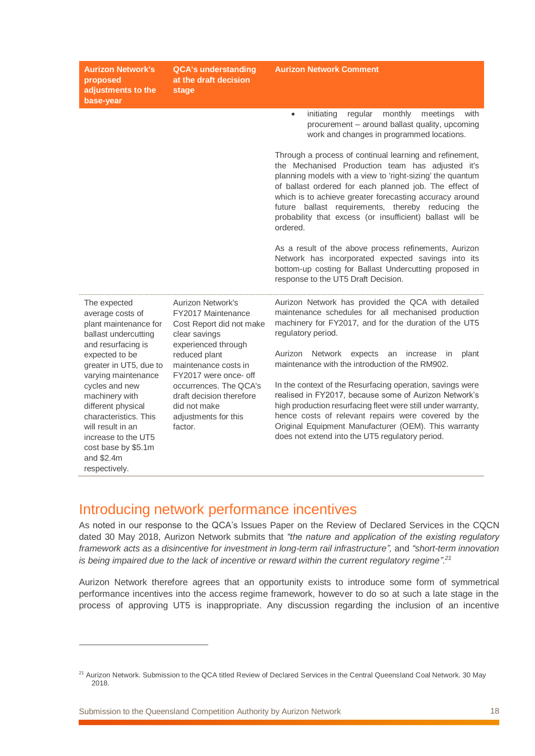| Aurizon Network's proposed adjustments to the base-year | QCA's understanding at the draft decision stage | Aurizon Network Comment |
|---|---|---|
| | | • initiating regular monthly meetings with procurement – around ballast quality, upcoming work and changes in programmed locations.<br><br>Through a process of continual learning and refinement, the Mechanised Production team has adjusted it's planning models with a view to 'right-sizing' the quantum of ballast ordered for each planned job. The effect of which is to achieve greater forecasting accuracy around future ballast requirements, thereby reducing the probability that excess (or insufficient) ballast will be ordered.<br><br>As a result of the above process refinements, Aurizon Network has incorporated expected savings into its bottom-up costing for Ballast Undercutting proposed in response to the UT5 Draft Decision. |
| The expected average costs of plant maintenance for ballast undercutting and resurfacing is expected to be greater in UT5, due to varying maintenance cycles and new machinery with different physical characteristics. This will result in an increase to the UT5 cost base by $5.1m and $2.4m respectively. | Aurizon Network's FY2017 Maintenance Cost Report did not make clear savings experienced through reduced plant maintenance costs in FY2017 were once- off occurrences. The QCA's draft decision therefore did not make adjustments for this factor. | Aurizon Network has provided the QCA with detailed maintenance schedules for all mechanised production machinery for FY2017, and for the duration of the UT5 regulatory period.<br><br>Aurizon Network expects an increase in plant maintenance with the introduction of the RM902.<br><br>In the context of the Resurfacing operation, savings were realised in FY2017, because some of Aurizon Network's high production resurfacing fleet were still under warranty, hence costs of relevant repairs were covered by the Original Equipment Manufacturer (OEM). This warranty does not extend into the UT5 regulatory period. |

## Introducing network performance incentives

As noted in our response to the QCA's Issues Paper on the Review of Declared Services in the CQCN dated 30 May 2018, Aurizon Network submits that *"the nature and application of the existing regulatory framework acts as a disincentive for investment in long-term rail infrastructure",* and *"short-term innovation is being impaired due to the lack of incentive or reward within the current regulatory regime".*[21]

Aurizon Network therefore agrees that an opportunity exists to introduce some form of symmetrical performance incentives into the access regime framework, however to do so at such a late stage in the process of approving UT5 is inappropriate. Any discussion regarding the inclusion of an incentive

[21] Aurizon Network. Submission to the QCA titled Review of Declared Services in the Central Queensland Coal Network. 30 May 2018.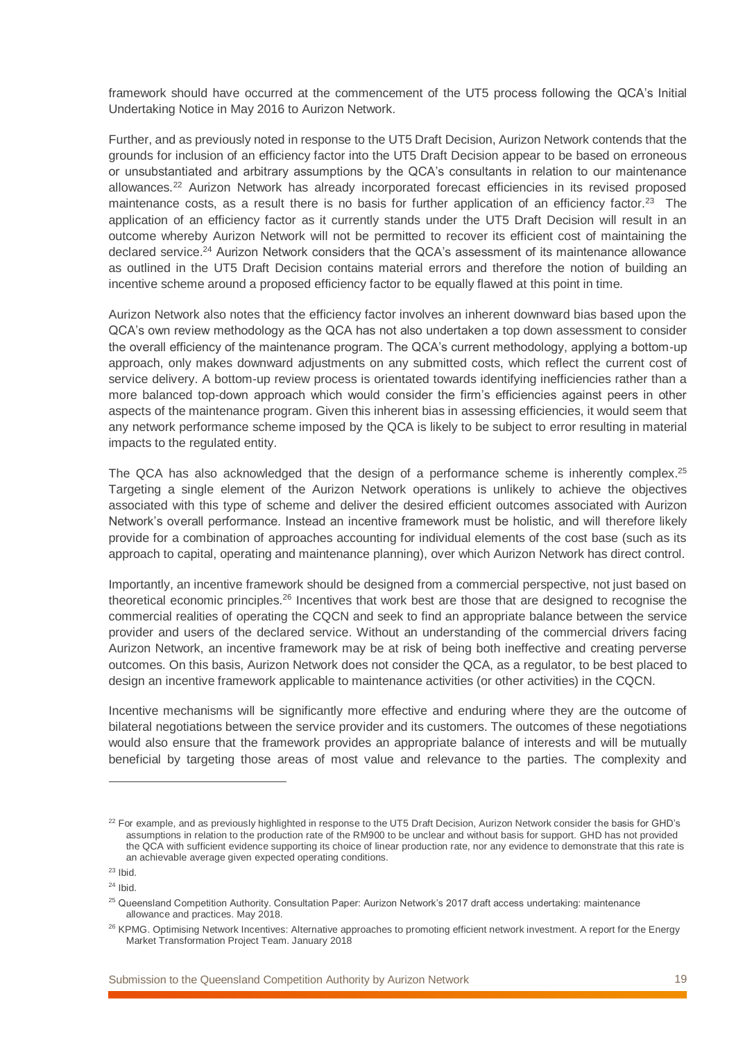framework should have occurred at the commencement of the UT5 process following the QCA's Initial Undertaking Notice in May 2016 to Aurizon Network.

Further, and as previously noted in response to the UT5 Draft Decision, Aurizon Network contends that the grounds for inclusion of an efficiency factor into the UT5 Draft Decision appear to be based on erroneous or unsubstantiated and arbitrary assumptions by the QCA's consultants in relation to our maintenance allowances.[22] Aurizon Network has already incorporated forecast efficiencies in its revised proposed maintenance costs, as a result there is no basis for further application of an efficiency factor.[23] The application of an efficiency factor as it currently stands under the UT5 Draft Decision will result in an outcome whereby Aurizon Network will not be permitted to recover its efficient cost of maintaining the declared service.[24] Aurizon Network considers that the QCA's assessment of its maintenance allowance as outlined in the UT5 Draft Decision contains material errors and therefore the notion of building an incentive scheme around a proposed efficiency factor to be equally flawed at this point in time.

Aurizon Network also notes that the efficiency factor involves an inherent downward bias based upon the QCA's own review methodology as the QCA has not also undertaken a top down assessment to consider the overall efficiency of the maintenance program. The QCA's current methodology, applying a bottom-up approach, only makes downward adjustments on any submitted costs, which reflect the current cost of service delivery. A bottom-up review process is orientated towards identifying inefficiencies rather than a more balanced top-down approach which would consider the firm's efficiencies against peers in other aspects of the maintenance program. Given this inherent bias in assessing efficiencies, it would seem that any network performance scheme imposed by the QCA is likely to be subject to error resulting in material impacts to the regulated entity.

The QCA has also acknowledged that the design of a performance scheme is inherently complex.[25] Targeting a single element of the Aurizon Network operations is unlikely to achieve the objectives associated with this type of scheme and deliver the desired efficient outcomes associated with Aurizon Network's overall performance. Instead an incentive framework must be holistic, and will therefore likely provide for a combination of approaches accounting for individual elements of the cost base (such as its approach to capital, operating and maintenance planning), over which Aurizon Network has direct control.

Importantly, an incentive framework should be designed from a commercial perspective, not just based on theoretical economic principles.[26] Incentives that work best are those that are designed to recognise the commercial realities of operating the CQCN and seek to find an appropriate balance between the service provider and users of the declared service. Without an understanding of the commercial drivers facing Aurizon Network, an incentive framework may be at risk of being both ineffective and creating perverse outcomes. On this basis, Aurizon Network does not consider the QCA, as a regulator, to be best placed to design an incentive framework applicable to maintenance activities (or other activities) in the CQCN.

Incentive mechanisms will be significantly more effective and enduring where they are the outcome of bilateral negotiations between the service provider and its customers. The outcomes of these negotiations would also ensure that the framework provides an appropriate balance of interests and will be mutually beneficial by targeting those areas of most value and relevance to the parties. The complexity and

---

[22] For example, and as previously highlighted in response to the UT5 Draft Decision, Aurizon Network consider the basis for GHD's assumptions in relation to the production rate of the RM900 to be unclear and without basis for support. GHD has not provided the QCA with sufficient evidence supporting its choice of linear production rate, nor any evidence to demonstrate that this rate is an achievable average given expected operating conditions.

[23] Ibid.

[24] Ibid.

[25] Queensland Competition Authority. Consultation Paper: Aurizon Network's 2017 draft access undertaking: maintenance allowance and practices. May 2018.

[26] KPMG. Optimising Network Incentives: Alternative approaches to promoting efficient network investment. A report for the Energy Market Transformation Project Team. January 2018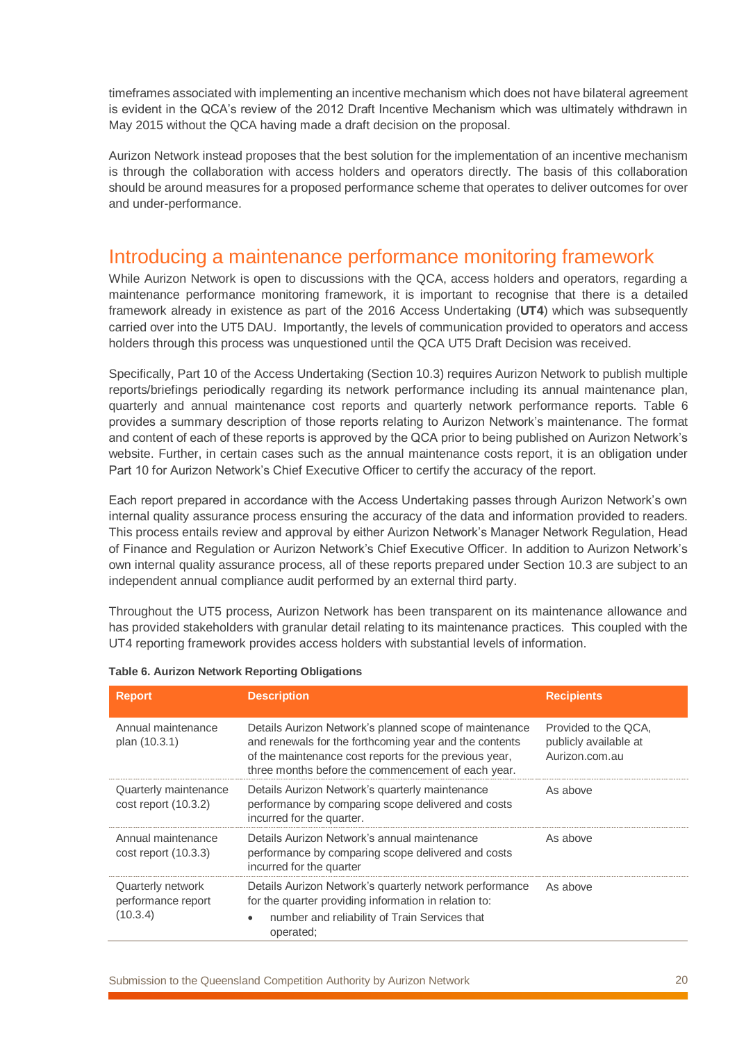timeframes associated with implementing an incentive mechanism which does not have bilateral agreement is evident in the QCA's review of the 2012 Draft Incentive Mechanism which was ultimately withdrawn in May 2015 without the QCA having made a draft decision on the proposal.

Aurizon Network instead proposes that the best solution for the implementation of an incentive mechanism is through the collaboration with access holders and operators directly. The basis of this collaboration should be around measures for a proposed performance scheme that operates to deliver outcomes for over and under-performance.

## Introducing a maintenance performance monitoring framework

While Aurizon Network is open to discussions with the QCA, access holders and operators, regarding a maintenance performance monitoring framework, it is important to recognise that there is a detailed framework already in existence as part of the 2016 Access Undertaking (**UT4**) which was subsequently carried over into the UT5 DAU. Importantly, the levels of communication provided to operators and access holders through this process was unquestioned until the QCA UT5 Draft Decision was received.

Specifically, Part 10 of the Access Undertaking (Section 10.3) requires Aurizon Network to publish multiple reports/briefings periodically regarding its network performance including its annual maintenance plan, quarterly and annual maintenance cost reports and quarterly network performance reports. Table 6 provides a summary description of those reports relating to Aurizon Network's maintenance. The format and content of each of these reports is approved by the QCA prior to being published on Aurizon Network's website. Further, in certain cases such as the annual maintenance costs report, it is an obligation under Part 10 for Aurizon Network's Chief Executive Officer to certify the accuracy of the report.

Each report prepared in accordance with the Access Undertaking passes through Aurizon Network's own internal quality assurance process ensuring the accuracy of the data and information provided to readers. This process entails review and approval by either Aurizon Network's Manager Network Regulation, Head of Finance and Regulation or Aurizon Network's Chief Executive Officer. In addition to Aurizon Network's own internal quality assurance process, all of these reports prepared under Section 10.3 are subject to an independent annual compliance audit performed by an external third party.

Throughout the UT5 process, Aurizon Network has been transparent on its maintenance allowance and has provided stakeholders with granular detail relating to its maintenance practices. This coupled with the UT4 reporting framework provides access holders with substantial levels of information.

**Table 6. Aurizon Network Reporting Obligations**

| Report | Description | Recipients |
|---|---|---|
| Annual maintenance plan (10.3.1) | Details Aurizon Network's planned scope of maintenance and renewals for the forthcoming year and the contents of the maintenance cost reports for the previous year, three months before the commencement of each year. | Provided to the QCA, publicly available at Aurizon.com.au |
| Quarterly maintenance cost report (10.3.2) | Details Aurizon Network's quarterly maintenance performance by comparing scope delivered and costs incurred for the quarter. | As above |
| Annual maintenance cost report (10.3.3) | Details Aurizon Network's annual maintenance performance by comparing scope delivered and costs incurred for the quarter | As above |
| Quarterly network performance report (10.3.4) | Details Aurizon Network's quarterly network performance for the quarter providing information in relation to: <br>• number and reliability of Train Services that operated; | As above |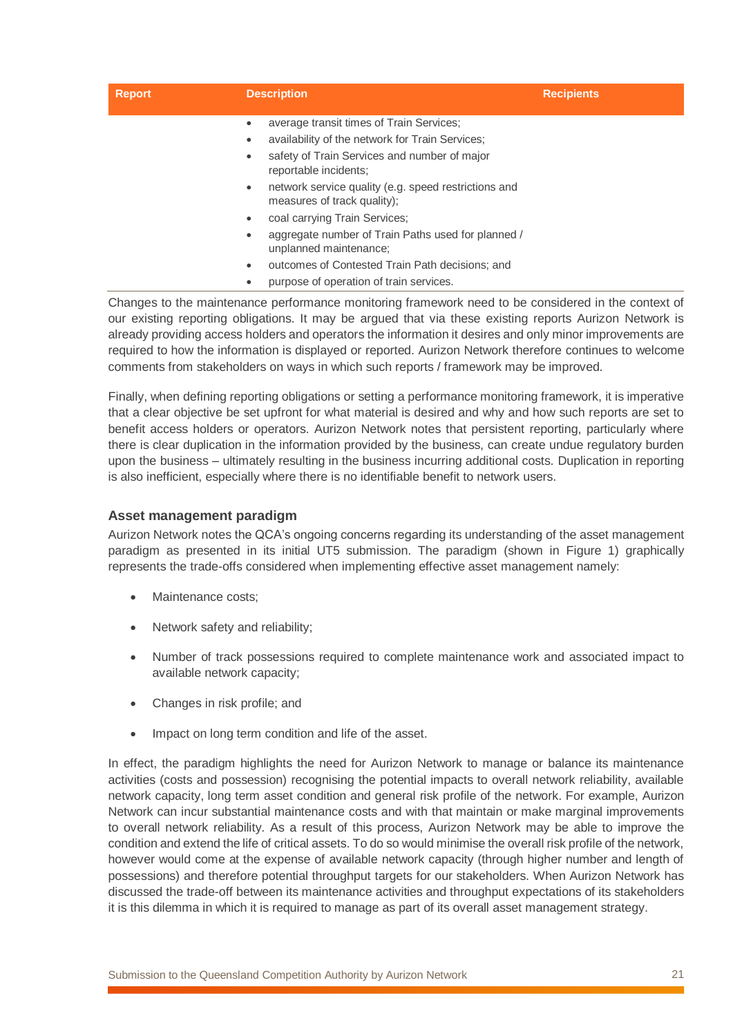| Report | Description | Recipients |
|---|---|---|
| | • average transit times of Train Services;<br>• availability of the network for Train Services;<br>• safety of Train Services and number of major reportable incidents;<br>• network service quality (e.g. speed restrictions and measures of track quality);<br>• coal carrying Train Services;<br>• aggregate number of Train Paths used for planned / unplanned maintenance;<br>• outcomes of Contested Train Path decisions; and<br>• purpose of operation of train services. | |

Changes to the maintenance performance monitoring framework need to be considered in the context of our existing reporting obligations. It may be argued that via these existing reports Aurizon Network is already providing access holders and operators the information it desires and only minor improvements are required to how the information is displayed or reported. Aurizon Network therefore continues to welcome comments from stakeholders on ways in which such reports / framework may be improved.

Finally, when defining reporting obligations or setting a performance monitoring framework, it is imperative that a clear objective be set upfront for what material is desired and why and how such reports are set to benefit access holders or operators. Aurizon Network notes that persistent reporting, particularly where there is clear duplication in the information provided by the business, can create undue regulatory burden upon the business – ultimately resulting in the business incurring additional costs. Duplication in reporting is also inefficient, especially where there is no identifiable benefit to network users.

### Asset management paradigm

Aurizon Network notes the QCA's ongoing concerns regarding its understanding of the asset management paradigm as presented in its initial UT5 submission. The paradigm (shown in Figure 1) graphically represents the trade-offs considered when implementing effective asset management namely:

- Maintenance costs;
- Network safety and reliability;
- Number of track possessions required to complete maintenance work and associated impact to available network capacity;
- Changes in risk profile; and
- Impact on long term condition and life of the asset.

In effect, the paradigm highlights the need for Aurizon Network to manage or balance its maintenance activities (costs and possession) recognising the potential impacts to overall network reliability, available network capacity, long term asset condition and general risk profile of the network. For example, Aurizon Network can incur substantial maintenance costs and with that maintain or make marginal improvements to overall network reliability. As a result of this process, Aurizon Network may be able to improve the condition and extend the life of critical assets. To do so would minimise the overall risk profile of the network, however would come at the expense of available network capacity (through higher number and length of possessions) and therefore potential throughput targets for our stakeholders. When Aurizon Network has discussed the trade-off between its maintenance activities and throughput expectations of its stakeholders it is this dilemma in which it is required to manage as part of its overall asset management strategy.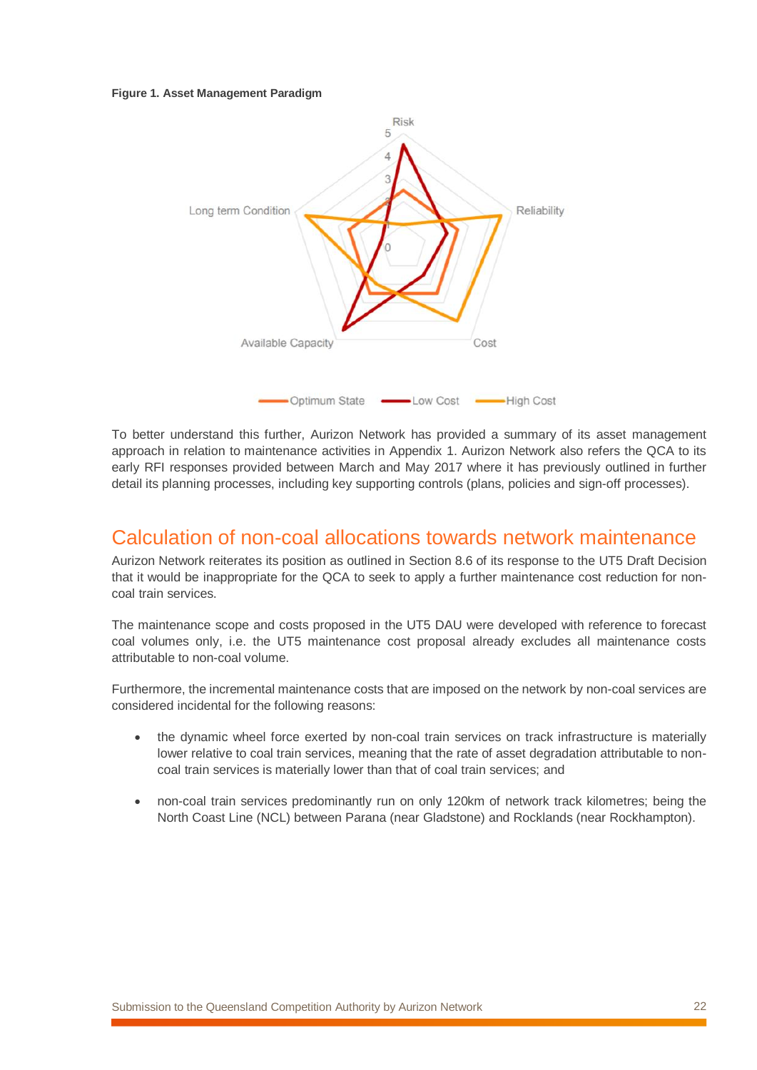**Figure 1. Asset Management Paradigm**

To better understand this further, Aurizon Network has provided a summary of its asset management approach in relation to maintenance activities in Appendix 1. Aurizon Network also refers the QCA to its early RFI responses provided between March and May 2017 where it has previously outlined in further detail its planning processes, including key supporting controls (plans, policies and sign-off processes).

## Calculation of non-coal allocations towards network maintenance

Aurizon Network reiterates its position as outlined in Section 8.6 of its response to the UT5 Draft Decision that it would be inappropriate for the QCA to seek to apply a further maintenance cost reduction for non-coal train services.

The maintenance scope and costs proposed in the UT5 DAU were developed with reference to forecast coal volumes only, i.e. the UT5 maintenance cost proposal already excludes all maintenance costs attributable to non-coal volume.

Furthermore, the incremental maintenance costs that are imposed on the network by non-coal services are considered incidental for the following reasons:

- the dynamic wheel force exerted by non-coal train services on track infrastructure is materially lower relative to coal train services, meaning that the rate of asset degradation attributable to non-coal train services is materially lower than that of coal train services; and
- non-coal train services predominantly run on only 120km of network track kilometres; being the North Coast Line (NCL) between Parana (near Gladstone) and Rocklands (near Rockhampton).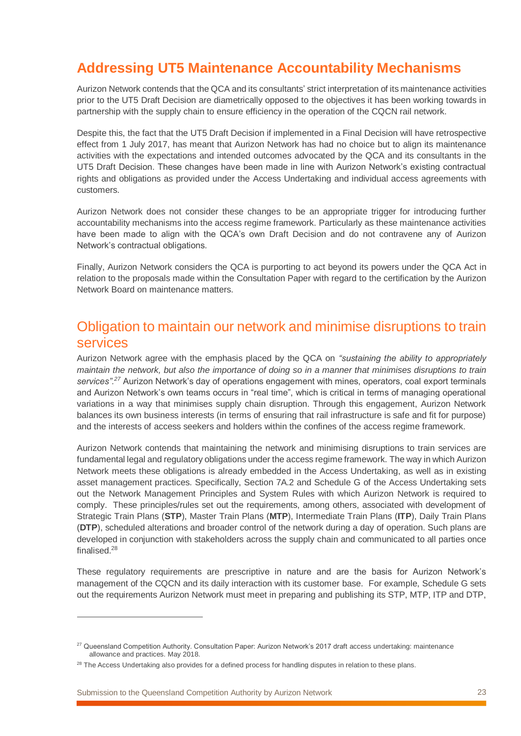## Addressing UT5 Maintenance Accountability Mechanisms

Aurizon Network contends that the QCA and its consultants' strict interpretation of its maintenance activities prior to the UT5 Draft Decision are diametrically opposed to the objectives it has been working towards in partnership with the supply chain to ensure efficiency in the operation of the CQCN rail network.

Despite this, the fact that the UT5 Draft Decision if implemented in a Final Decision will have retrospective effect from 1 July 2017, has meant that Aurizon Network has had no choice but to align its maintenance activities with the expectations and intended outcomes advocated by the QCA and its consultants in the UT5 Draft Decision. These changes have been made in line with Aurizon Network's existing contractual rights and obligations as provided under the Access Undertaking and individual access agreements with customers.

Aurizon Network does not consider these changes to be an appropriate trigger for introducing further accountability mechanisms into the access regime framework. Particularly as these maintenance activities have been made to align with the QCA's own Draft Decision and do not contravene any of Aurizon Network's contractual obligations.

Finally, Aurizon Network considers the QCA is purporting to act beyond its powers under the QCA Act in relation to the proposals made within the Consultation Paper with regard to the certification by the Aurizon Network Board on maintenance matters.

## Obligation to maintain our network and minimise disruptions to train services

Aurizon Network agree with the emphasis placed by the QCA on *"sustaining the ability to appropriately maintain the network, but also the importance of doing so in a manner that minimises disruptions to train services"*.[27] Aurizon Network's day of operations engagement with mines, operators, coal export terminals and Aurizon Network's own teams occurs in "real time", which is critical in terms of managing operational variations in a way that minimises supply chain disruption. Through this engagement, Aurizon Network balances its own business interests (in terms of ensuring that rail infrastructure is safe and fit for purpose) and the interests of access seekers and holders within the confines of the access regime framework.

Aurizon Network contends that maintaining the network and minimising disruptions to train services are fundamental legal and regulatory obligations under the access regime framework. The way in which Aurizon Network meets these obligations is already embedded in the Access Undertaking, as well as in existing asset management practices. Specifically, Section 7A.2 and Schedule G of the Access Undertaking sets out the Network Management Principles and System Rules with which Aurizon Network is required to comply. These principles/rules set out the requirements, among others, associated with development of Strategic Train Plans (**STP**), Master Train Plans (**MTP**), Intermediate Train Plans (**ITP**), Daily Train Plans (**DTP**), scheduled alterations and broader control of the network during a day of operation. Such plans are developed in conjunction with stakeholders across the supply chain and communicated to all parties once finalised.[28]

These regulatory requirements are prescriptive in nature and are the basis for Aurizon Network's management of the CQCN and its daily interaction with its customer base. For example, Schedule G sets out the requirements Aurizon Network must meet in preparing and publishing its STP, MTP, ITP and DTP,

---

[27] Queensland Competition Authority. Consultation Paper: Aurizon Network's 2017 draft access undertaking: maintenance allowance and practices. May 2018.

[28] The Access Undertaking also provides for a defined process for handling disputes in relation to these plans.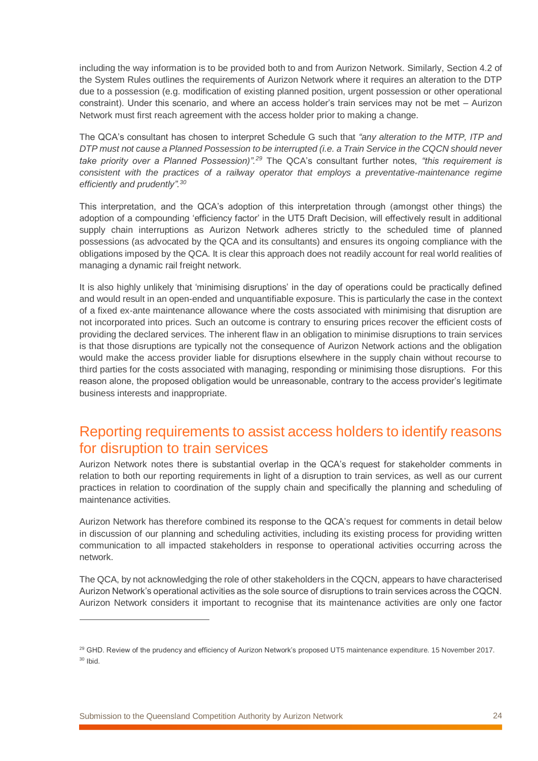including the way information is to be provided both to and from Aurizon Network. Similarly, Section 4.2 of the System Rules outlines the requirements of Aurizon Network where it requires an alteration to the DTP due to a possession (e.g. modification of existing planned position, urgent possession or other operational constraint). Under this scenario, and where an access holder's train services may not be met – Aurizon Network must first reach agreement with the access holder prior to making a change.

The QCA's consultant has chosen to interpret Schedule G such that *"any alteration to the MTP, ITP and DTP must not cause a Planned Possession to be interrupted (i.e. a Train Service in the CQCN should never take priority over a Planned Possession)".*[29] The QCA's consultant further notes, *"this requirement is consistent with the practices of a railway operator that employs a preventative-maintenance regime efficiently and prudently".*[30]

This interpretation, and the QCA's adoption of this interpretation through (amongst other things) the adoption of a compounding 'efficiency factor' in the UT5 Draft Decision, will effectively result in additional supply chain interruptions as Aurizon Network adheres strictly to the scheduled time of planned possessions (as advocated by the QCA and its consultants) and ensures its ongoing compliance with the obligations imposed by the QCA. It is clear this approach does not readily account for real world realities of managing a dynamic rail freight network.

It is also highly unlikely that 'minimising disruptions' in the day of operations could be practically defined and would result in an open-ended and unquantifiable exposure. This is particularly the case in the context of a fixed ex-ante maintenance allowance where the costs associated with minimising that disruption are not incorporated into prices. Such an outcome is contrary to ensuring prices recover the efficient costs of providing the declared services. The inherent flaw in an obligation to minimise disruptions to train services is that those disruptions are typically not the consequence of Aurizon Network actions and the obligation would make the access provider liable for disruptions elsewhere in the supply chain without recourse to third parties for the costs associated with managing, responding or minimising those disruptions. For this reason alone, the proposed obligation would be unreasonable, contrary to the access provider's legitimate business interests and inappropriate.

## Reporting requirements to assist access holders to identify reasons for disruption to train services

Aurizon Network notes there is substantial overlap in the QCA's request for stakeholder comments in relation to both our reporting requirements in light of a disruption to train services, as well as our current practices in relation to coordination of the supply chain and specifically the planning and scheduling of maintenance activities.

Aurizon Network has therefore combined its response to the QCA's request for comments in detail below in discussion of our planning and scheduling activities, including its existing process for providing written communication to all impacted stakeholders in response to operational activities occurring across the network.

The QCA, by not acknowledging the role of other stakeholders in the CQCN, appears to have characterised Aurizon Network's operational activities as the sole source of disruptions to train services across the CQCN. Aurizon Network considers it important to recognise that its maintenance activities are only one factor

---

[29] GHD. Review of the prudency and efficiency of Aurizon Network's proposed UT5 maintenance expenditure. 15 November 2017.

[30] Ibid.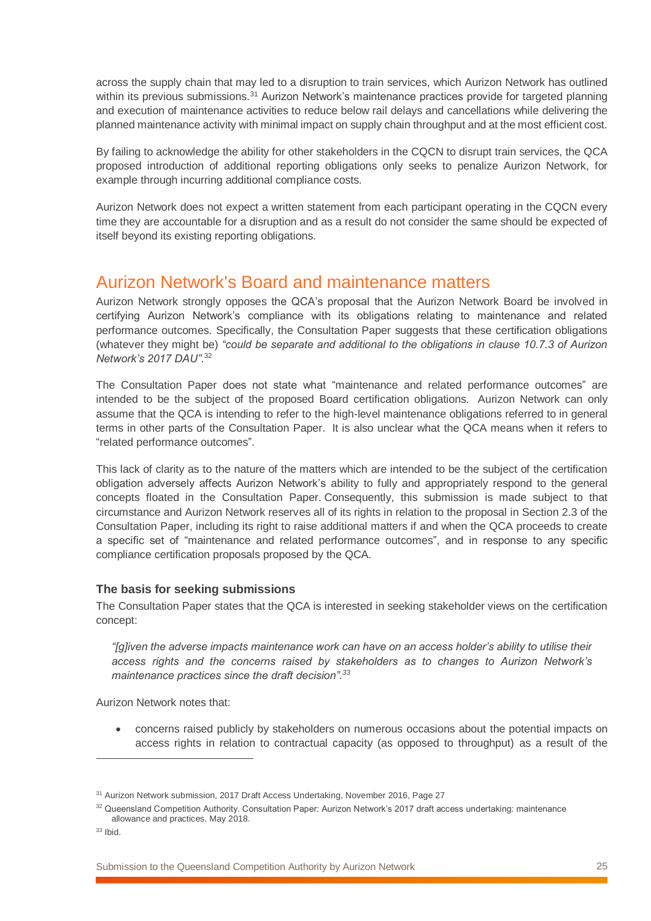across the supply chain that may led to a disruption to train services, which Aurizon Network has outlined within its previous submissions.[31] Aurizon Network's maintenance practices provide for targeted planning and execution of maintenance activities to reduce below rail delays and cancellations while delivering the planned maintenance activity with minimal impact on supply chain throughput and at the most efficient cost.

By failing to acknowledge the ability for other stakeholders in the CQCN to disrupt train services, the QCA proposed introduction of additional reporting obligations only seeks to penalize Aurizon Network, for example through incurring additional compliance costs.

Aurizon Network does not expect a written statement from each participant operating in the CQCN every time they are accountable for a disruption and as a result do not consider the same should be expected of itself beyond its existing reporting obligations.

## Aurizon Network's Board and maintenance matters

Aurizon Network strongly opposes the QCA's proposal that the Aurizon Network Board be involved in certifying Aurizon Network's compliance with its obligations relating to maintenance and related performance outcomes. Specifically, the Consultation Paper suggests that these certification obligations (whatever they might be) *"could be separate and additional to the obligations in clause 10.7.3 of Aurizon Network's 2017 DAU"*.[32]

The Consultation Paper does not state what "maintenance and related performance outcomes" are intended to be the subject of the proposed Board certification obligations. Aurizon Network can only assume that the QCA is intending to refer to the high-level maintenance obligations referred to in general terms in other parts of the Consultation Paper. It is also unclear what the QCA means when it refers to "related performance outcomes".

This lack of clarity as to the nature of the matters which are intended to be the subject of the certification obligation adversely affects Aurizon Network's ability to fully and appropriately respond to the general concepts floated in the Consultation Paper. Consequently, this submission is made subject to that circumstance and Aurizon Network reserves all of its rights in relation to the proposal in Section 2.3 of the Consultation Paper, including its right to raise additional matters if and when the QCA proceeds to create a specific set of "maintenance and related performance outcomes", and in response to any specific compliance certification proposals proposed by the QCA.

### The basis for seeking submissions

The Consultation Paper states that the QCA is interested in seeking stakeholder views on the certification concept:

> *"[g]iven the adverse impacts maintenance work can have on an access holder's ability to utilise their access rights and the concerns raised by stakeholders as to changes to Aurizon Network's maintenance practices since the draft decision".*[33]

Aurizon Network notes that:

- concerns raised publicly by stakeholders on numerous occasions about the potential impacts on access rights in relation to contractual capacity (as opposed to throughput) as a result of the

---

[31] Aurizon Network submission, 2017 Draft Access Undertaking, November 2016, Page 27

[32] Queensland Competition Authority. Consultation Paper: Aurizon Network's 2017 draft access undertaking: maintenance allowance and practices. May 2018.

[33] Ibid.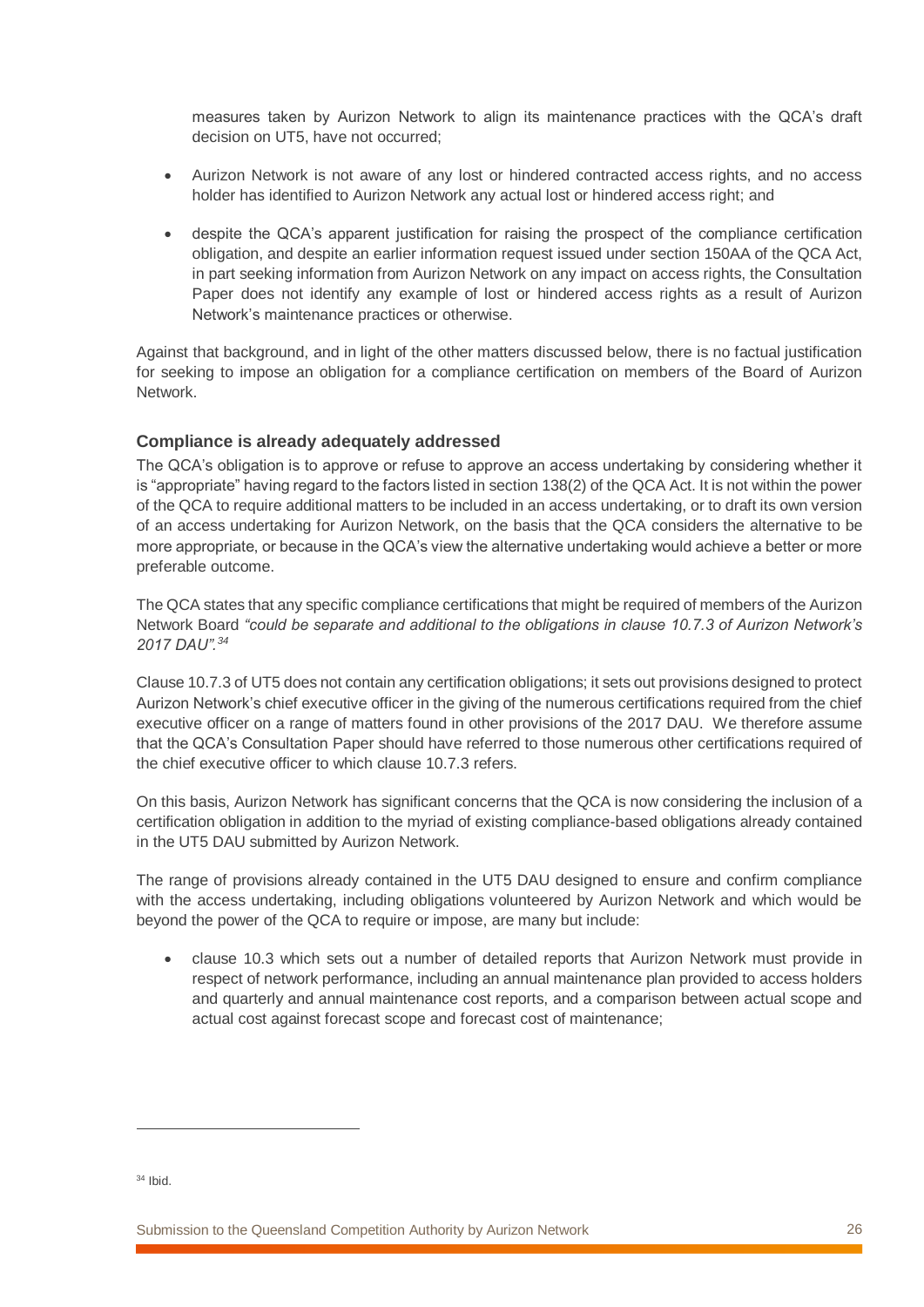measures taken by Aurizon Network to align its maintenance practices with the QCA's draft decision on UT5, have not occurred;

- Aurizon Network is not aware of any lost or hindered contracted access rights, and no access holder has identified to Aurizon Network any actual lost or hindered access right; and
- despite the QCA's apparent justification for raising the prospect of the compliance certification obligation, and despite an earlier information request issued under section 150AA of the QCA Act, in part seeking information from Aurizon Network on any impact on access rights, the Consultation Paper does not identify any example of lost or hindered access rights as a result of Aurizon Network's maintenance practices or otherwise.

Against that background, and in light of the other matters discussed below, there is no factual justification for seeking to impose an obligation for a compliance certification on members of the Board of Aurizon Network.

### Compliance is already adequately addressed

The QCA's obligation is to approve or refuse to approve an access undertaking by considering whether it is "appropriate" having regard to the factors listed in section 138(2) of the QCA Act. It is not within the power of the QCA to require additional matters to be included in an access undertaking, or to draft its own version of an access undertaking for Aurizon Network, on the basis that the QCA considers the alternative to be more appropriate, or because in the QCA's view the alternative undertaking would achieve a better or more preferable outcome.

The QCA states that any specific compliance certifications that might be required of members of the Aurizon Network Board *"could be separate and additional to the obligations in clause 10.7.3 of Aurizon Network's 2017 DAU".*[34]

Clause 10.7.3 of UT5 does not contain any certification obligations; it sets out provisions designed to protect Aurizon Network's chief executive officer in the giving of the numerous certifications required from the chief executive officer on a range of matters found in other provisions of the 2017 DAU. We therefore assume that the QCA's Consultation Paper should have referred to those numerous other certifications required of the chief executive officer to which clause 10.7.3 refers.

On this basis, Aurizon Network has significant concerns that the QCA is now considering the inclusion of a certification obligation in addition to the myriad of existing compliance-based obligations already contained in the UT5 DAU submitted by Aurizon Network.

The range of provisions already contained in the UT5 DAU designed to ensure and confirm compliance with the access undertaking, including obligations volunteered by Aurizon Network and which would be beyond the power of the QCA to require or impose, are many but include:

- clause 10.3 which sets out a number of detailed reports that Aurizon Network must provide in respect of network performance, including an annual maintenance plan provided to access holders and quarterly and annual maintenance cost reports, and a comparison between actual scope and actual cost against forecast scope and forecast cost of maintenance;

[34] Ibid.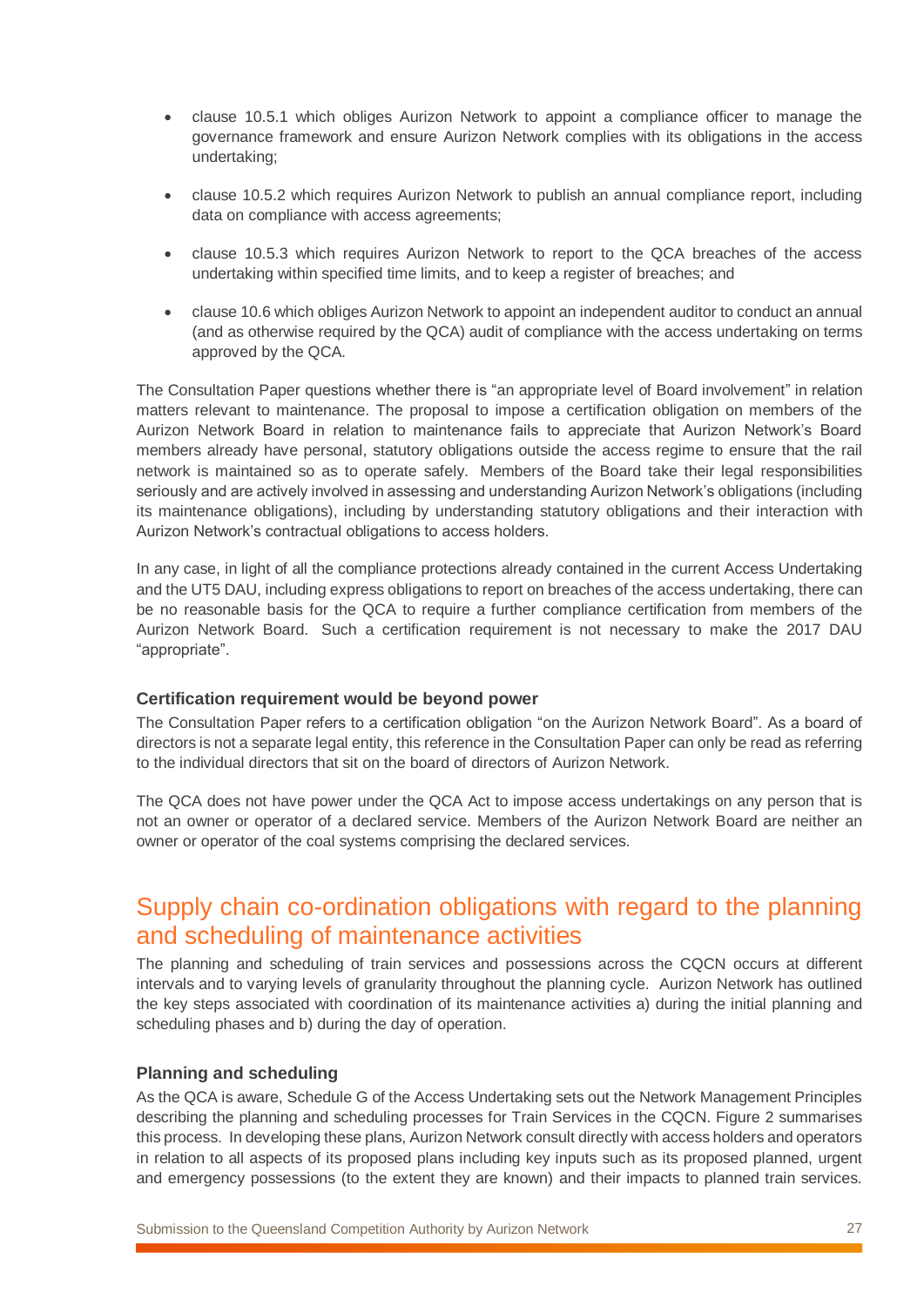- clause 10.5.1 which obliges Aurizon Network to appoint a compliance officer to manage the governance framework and ensure Aurizon Network complies with its obligations in the access undertaking;
- clause 10.5.2 which requires Aurizon Network to publish an annual compliance report, including data on compliance with access agreements;
- clause 10.5.3 which requires Aurizon Network to report to the QCA breaches of the access undertaking within specified time limits, and to keep a register of breaches; and
- clause 10.6 which obliges Aurizon Network to appoint an independent auditor to conduct an annual (and as otherwise required by the QCA) audit of compliance with the access undertaking on terms approved by the QCA.

The Consultation Paper questions whether there is "an appropriate level of Board involvement" in relation matters relevant to maintenance. The proposal to impose a certification obligation on members of the Aurizon Network Board in relation to maintenance fails to appreciate that Aurizon Network's Board members already have personal, statutory obligations outside the access regime to ensure that the rail network is maintained so as to operate safely. Members of the Board take their legal responsibilities seriously and are actively involved in assessing and understanding Aurizon Network's obligations (including its maintenance obligations), including by understanding statutory obligations and their interaction with Aurizon Network's contractual obligations to access holders.

In any case, in light of all the compliance protections already contained in the current Access Undertaking and the UT5 DAU, including express obligations to report on breaches of the access undertaking, there can be no reasonable basis for the QCA to require a further compliance certification from members of the Aurizon Network Board. Such a certification requirement is not necessary to make the 2017 DAU "appropriate".

### Certification requirement would be beyond power

The Consultation Paper refers to a certification obligation "on the Aurizon Network Board". As a board of directors is not a separate legal entity, this reference in the Consultation Paper can only be read as referring to the individual directors that sit on the board of directors of Aurizon Network.

The QCA does not have power under the QCA Act to impose access undertakings on any person that is not an owner or operator of a declared service. Members of the Aurizon Network Board are neither an owner or operator of the coal systems comprising the declared services.

## Supply chain co-ordination obligations with regard to the planning and scheduling of maintenance activities

The planning and scheduling of train services and possessions across the CQCN occurs at different intervals and to varying levels of granularity throughout the planning cycle. Aurizon Network has outlined the key steps associated with coordination of its maintenance activities a) during the initial planning and scheduling phases and b) during the day of operation.

### Planning and scheduling

As the QCA is aware, Schedule G of the Access Undertaking sets out the Network Management Principles describing the planning and scheduling processes for Train Services in the CQCN. Figure 2 summarises this process. In developing these plans, Aurizon Network consult directly with access holders and operators in relation to all aspects of its proposed plans including key inputs such as its proposed planned, urgent and emergency possessions (to the extent they are known) and their impacts to planned train services.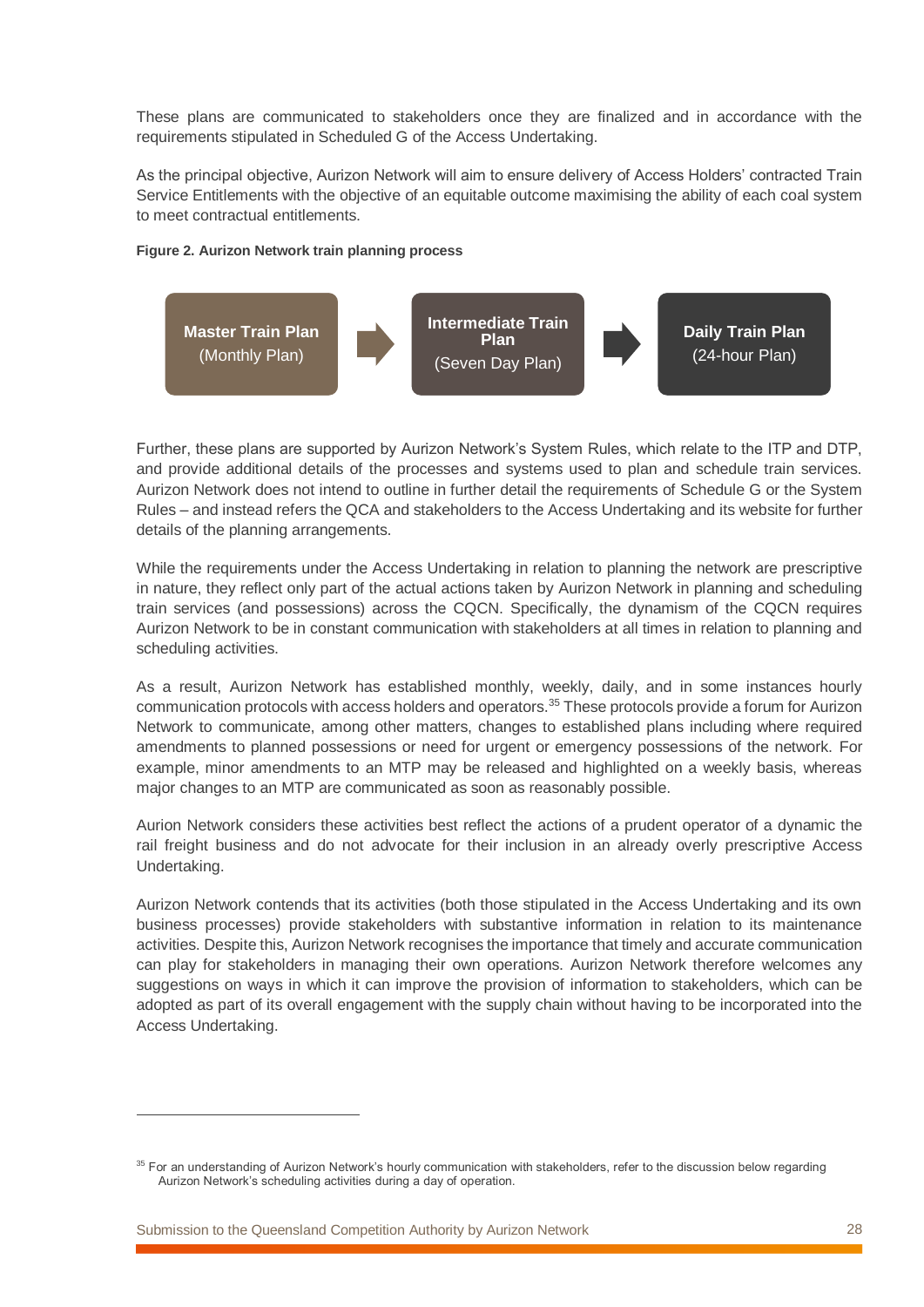These plans are communicated to stakeholders once they are finalized and in accordance with the requirements stipulated in Scheduled G of the Access Undertaking.

As the principal objective, Aurizon Network will aim to ensure delivery of Access Holders' contracted Train Service Entitlements with the objective of an equitable outcome maximising the ability of each coal system to meet contractual entitlements.

**Figure 2. Aurizon Network train planning process**

**Master Train Plan** (Monthly Plan) → **Intermediate Train Plan** (Seven Day Plan) → **Daily Train Plan** (24-hour Plan)

Further, these plans are supported by Aurizon Network's System Rules, which relate to the ITP and DTP, and provide additional details of the processes and systems used to plan and schedule train services. Aurizon Network does not intend to outline in further detail the requirements of Schedule G or the System Rules – and instead refers the QCA and stakeholders to the Access Undertaking and its website for further details of the planning arrangements.

While the requirements under the Access Undertaking in relation to planning the network are prescriptive in nature, they reflect only part of the actual actions taken by Aurizon Network in planning and scheduling train services (and possessions) across the CQCN. Specifically, the dynamism of the CQCN requires Aurizon Network to be in constant communication with stakeholders at all times in relation to planning and scheduling activities.

As a result, Aurizon Network has established monthly, weekly, daily, and in some instances hourly communication protocols with access holders and operators.[35] These protocols provide a forum for Aurizon Network to communicate, among other matters, changes to established plans including where required amendments to planned possessions or need for urgent or emergency possessions of the network. For example, minor amendments to an MTP may be released and highlighted on a weekly basis, whereas major changes to an MTP are communicated as soon as reasonably possible.

Aurion Network considers these activities best reflect the actions of a prudent operator of a dynamic the rail freight business and do not advocate for their inclusion in an already overly prescriptive Access Undertaking.

Aurizon Network contends that its activities (both those stipulated in the Access Undertaking and its own business processes) provide stakeholders with substantive information in relation to its maintenance activities. Despite this, Aurizon Network recognises the importance that timely and accurate communication can play for stakeholders in managing their own operations. Aurizon Network therefore welcomes any suggestions on ways in which it can improve the provision of information to stakeholders, which can be adopted as part of its overall engagement with the supply chain without having to be incorporated into the Access Undertaking.

---

[35] For an understanding of Aurizon Network's hourly communication with stakeholders, refer to the discussion below regarding Aurizon Network's scheduling activities during a day of operation.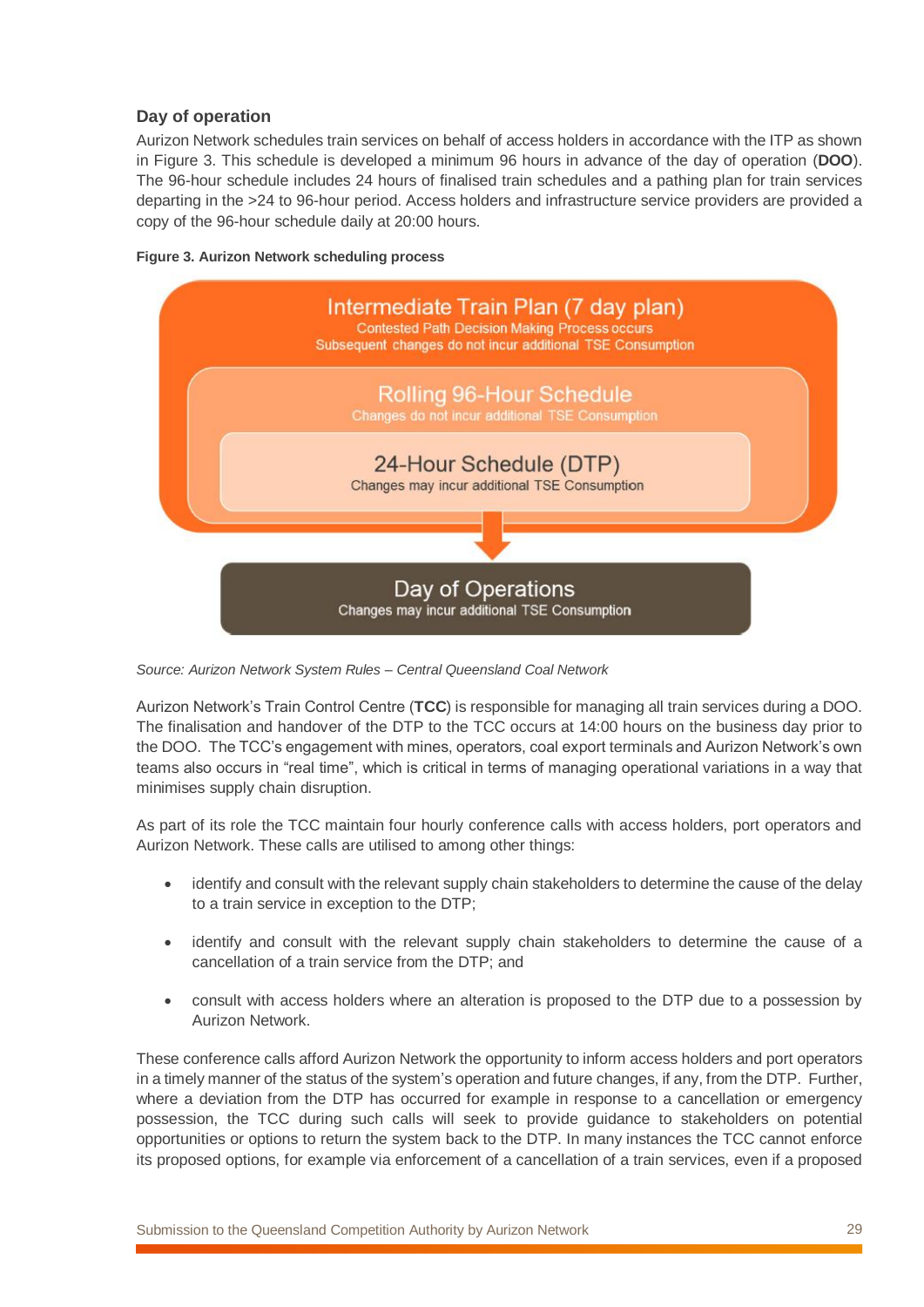### Day of operation

Aurizon Network schedules train services on behalf of access holders in accordance with the ITP as shown in Figure 3. This schedule is developed a minimum 96 hours in advance of the day of operation (**DOO**). The 96-hour schedule includes 24 hours of finalised train schedules and a pathing plan for train services departing in the >24 to 96-hour period. Access holders and infrastructure service providers are provided a copy of the 96-hour schedule daily at 20:00 hours.

**Figure 3. Aurizon Network scheduling process**

Intermediate Train Plan (7 day plan)
Contested Path Decision Making Process occurs
Subsequent changes do not incur additional TSE Consumption

Rolling 96-Hour Schedule
Changes do not incur additional TSE Consumption

24-Hour Schedule (DTP)
Changes may incur additional TSE Consumption

Day of Operations
Changes may incur additional TSE Consumption

*Source: Aurizon Network System Rules – Central Queensland Coal Network*

Aurizon Network's Train Control Centre (**TCC**) is responsible for managing all train services during a DOO. The finalisation and handover of the DTP to the TCC occurs at 14:00 hours on the business day prior to the DOO. The TCC's engagement with mines, operators, coal export terminals and Aurizon Network's own teams also occurs in "real time", which is critical in terms of managing operational variations in a way that minimises supply chain disruption.

As part of its role the TCC maintain four hourly conference calls with access holders, port operators and Aurizon Network. These calls are utilised to among other things:

- identify and consult with the relevant supply chain stakeholders to determine the cause of the delay to a train service in exception to the DTP;
- identify and consult with the relevant supply chain stakeholders to determine the cause of a cancellation of a train service from the DTP; and
- consult with access holders where an alteration is proposed to the DTP due to a possession by Aurizon Network.

These conference calls afford Aurizon Network the opportunity to inform access holders and port operators in a timely manner of the status of the system's operation and future changes, if any, from the DTP. Further, where a deviation from the DTP has occurred for example in response to a cancellation or emergency possession, the TCC during such calls will seek to provide guidance to stakeholders on potential opportunities or options to return the system back to the DTP. In many instances the TCC cannot enforce its proposed options, for example via enforcement of a cancellation of a train services, even if a proposed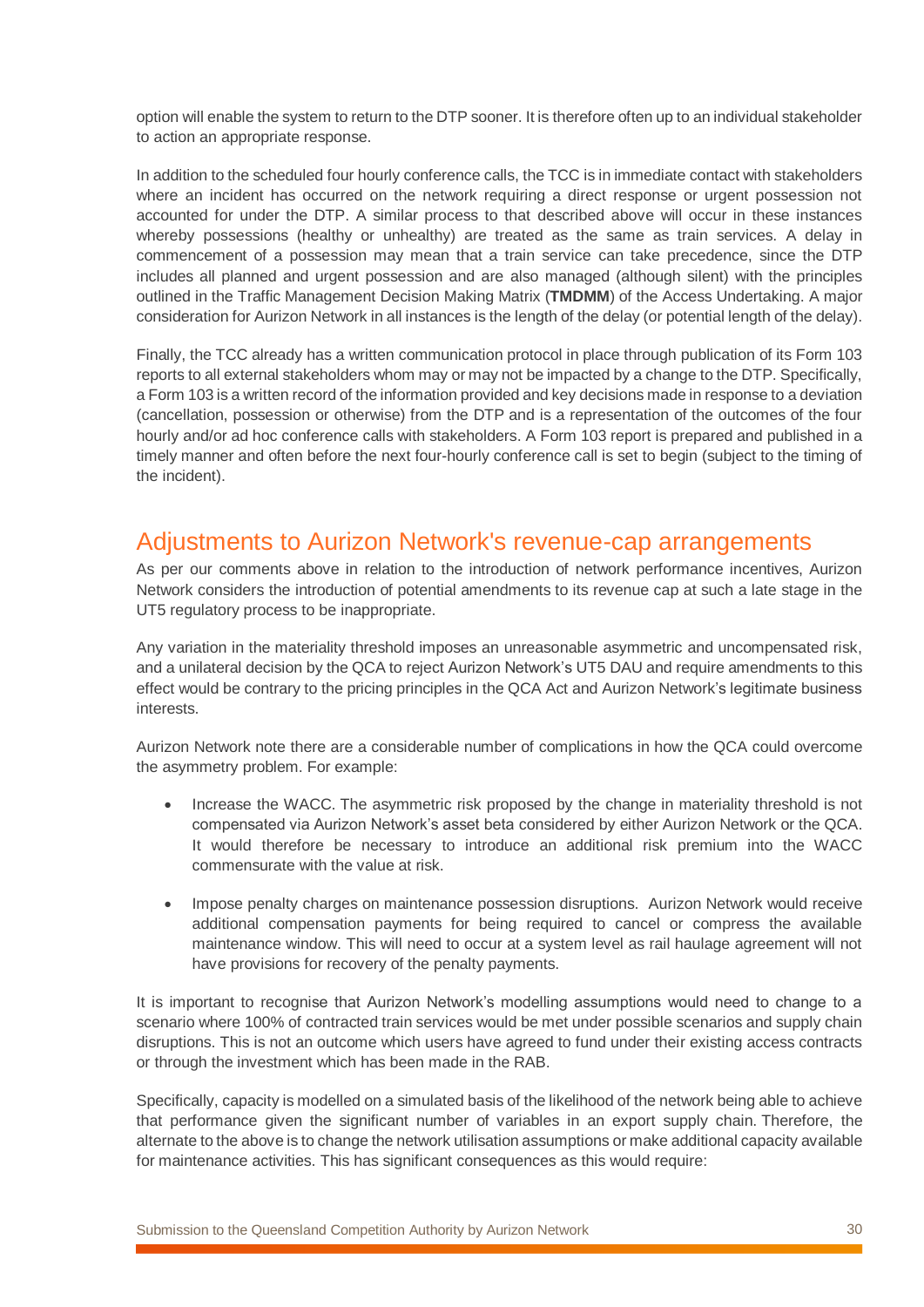option will enable the system to return to the DTP sooner. It is therefore often up to an individual stakeholder to action an appropriate response.

In addition to the scheduled four hourly conference calls, the TCC is in immediate contact with stakeholders where an incident has occurred on the network requiring a direct response or urgent possession not accounted for under the DTP. A similar process to that described above will occur in these instances whereby possessions (healthy or unhealthy) are treated as the same as train services. A delay in commencement of a possession may mean that a train service can take precedence, since the DTP includes all planned and urgent possession and are also managed (although silent) with the principles outlined in the Traffic Management Decision Making Matrix (**TMDMM**) of the Access Undertaking. A major consideration for Aurizon Network in all instances is the length of the delay (or potential length of the delay).

Finally, the TCC already has a written communication protocol in place through publication of its Form 103 reports to all external stakeholders whom may or may not be impacted by a change to the DTP. Specifically, a Form 103 is a written record of the information provided and key decisions made in response to a deviation (cancellation, possession or otherwise) from the DTP and is a representation of the outcomes of the four hourly and/or ad hoc conference calls with stakeholders. A Form 103 report is prepared and published in a timely manner and often before the next four-hourly conference call is set to begin (subject to the timing of the incident).

## Adjustments to Aurizon Network's revenue-cap arrangements

As per our comments above in relation to the introduction of network performance incentives, Aurizon Network considers the introduction of potential amendments to its revenue cap at such a late stage in the UT5 regulatory process to be inappropriate.

Any variation in the materiality threshold imposes an unreasonable asymmetric and uncompensated risk, and a unilateral decision by the QCA to reject Aurizon Network's UT5 DAU and require amendments to this effect would be contrary to the pricing principles in the QCA Act and Aurizon Network's legitimate business interests.

Aurizon Network note there are a considerable number of complications in how the QCA could overcome the asymmetry problem. For example:

- Increase the WACC. The asymmetric risk proposed by the change in materiality threshold is not compensated via Aurizon Network's asset beta considered by either Aurizon Network or the QCA. It would therefore be necessary to introduce an additional risk premium into the WACC commensurate with the value at risk.
- Impose penalty charges on maintenance possession disruptions. Aurizon Network would receive additional compensation payments for being required to cancel or compress the available maintenance window. This will need to occur at a system level as rail haulage agreement will not have provisions for recovery of the penalty payments.

It is important to recognise that Aurizon Network's modelling assumptions would need to change to a scenario where 100% of contracted train services would be met under possible scenarios and supply chain disruptions. This is not an outcome which users have agreed to fund under their existing access contracts or through the investment which has been made in the RAB.

Specifically, capacity is modelled on a simulated basis of the likelihood of the network being able to achieve that performance given the significant number of variables in an export supply chain. Therefore, the alternate to the above is to change the network utilisation assumptions or make additional capacity available for maintenance activities. This has significant consequences as this would require: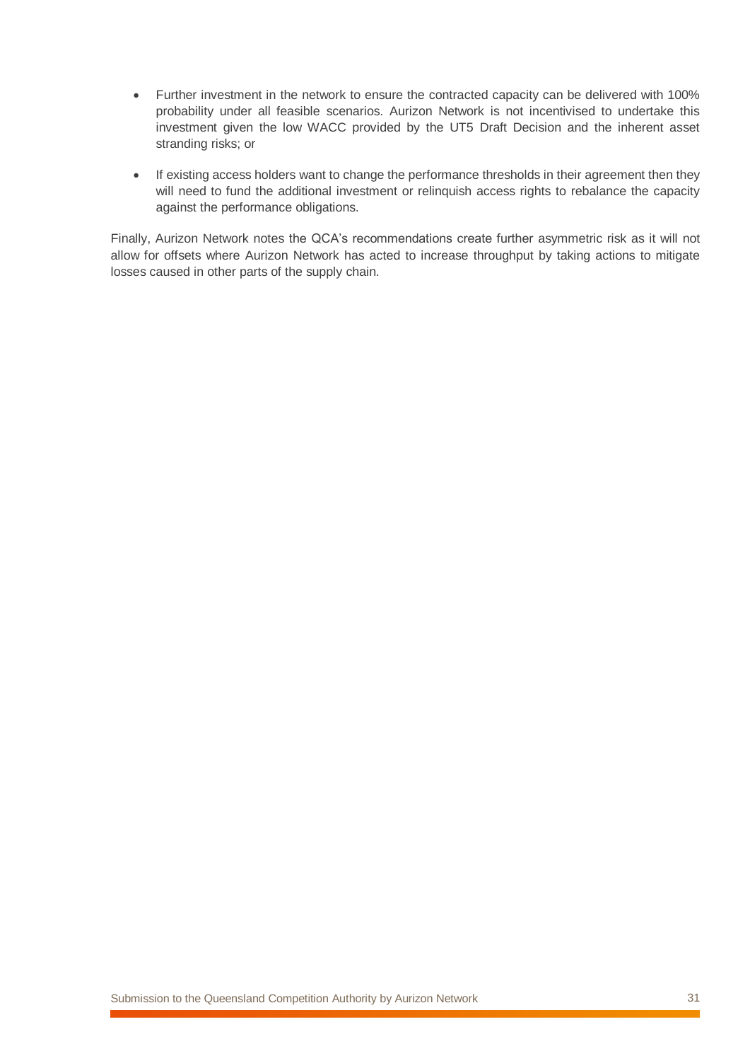- Further investment in the network to ensure the contracted capacity can be delivered with 100% probability under all feasible scenarios. Aurizon Network is not incentivised to undertake this investment given the low WACC provided by the UT5 Draft Decision and the inherent asset stranding risks; or
- If existing access holders want to change the performance thresholds in their agreement then they will need to fund the additional investment or relinquish access rights to rebalance the capacity against the performance obligations.

Finally, Aurizon Network notes the QCA's recommendations create further asymmetric risk as it will not allow for offsets where Aurizon Network has acted to increase throughput by taking actions to mitigate losses caused in other parts of the supply chain.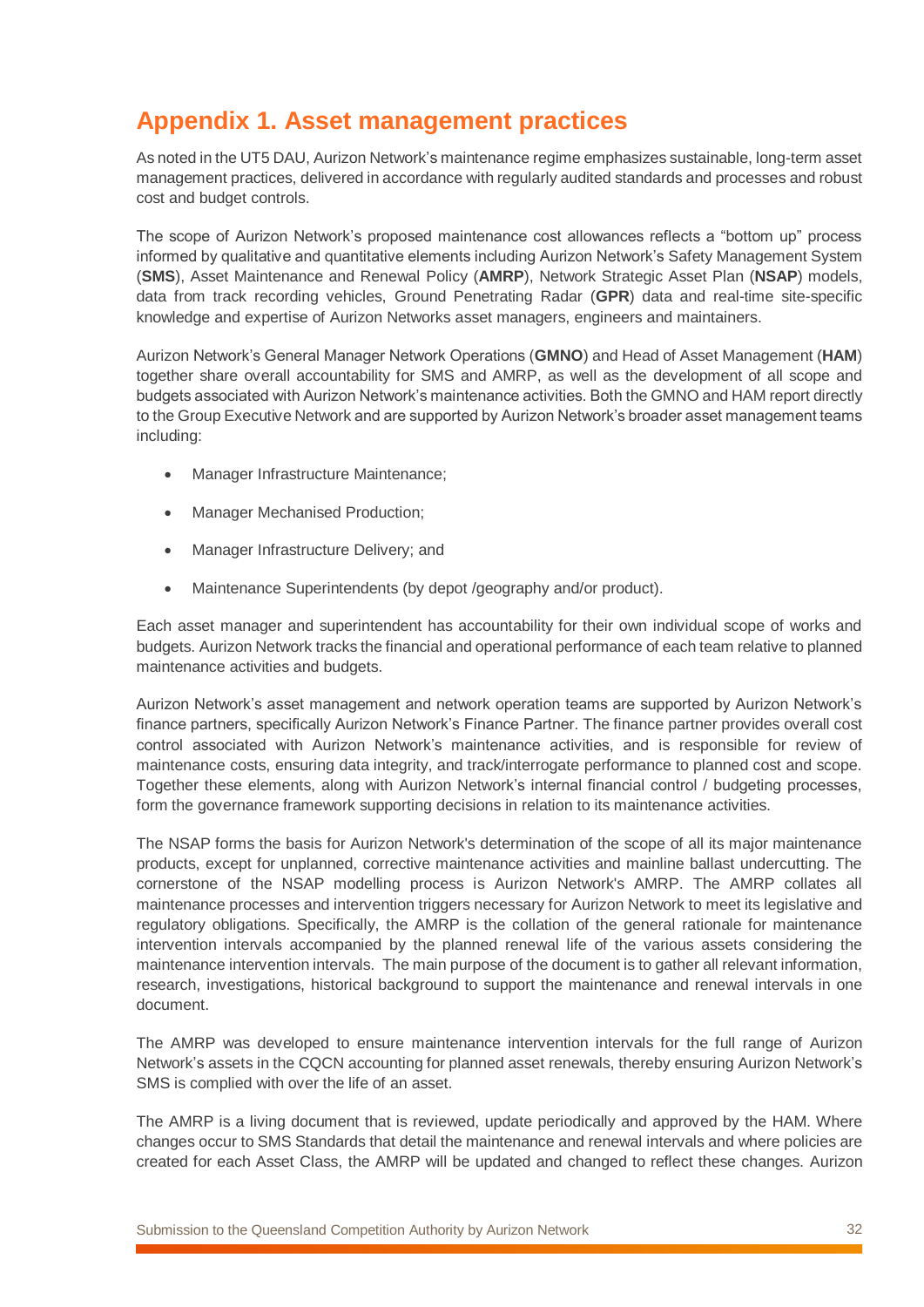# Appendix 1. Asset management practices

As noted in the UT5 DAU, Aurizon Network's maintenance regime emphasizes sustainable, long-term asset management practices, delivered in accordance with regularly audited standards and processes and robust cost and budget controls.

The scope of Aurizon Network's proposed maintenance cost allowances reflects a "bottom up" process informed by qualitative and quantitative elements including Aurizon Network's Safety Management System (**SMS**), Asset Maintenance and Renewal Policy (**AMRP**), Network Strategic Asset Plan (**NSAP**) models, data from track recording vehicles, Ground Penetrating Radar (**GPR**) data and real-time site-specific knowledge and expertise of Aurizon Networks asset managers, engineers and maintainers.

Aurizon Network's General Manager Network Operations (**GMNO**) and Head of Asset Management (**HAM**) together share overall accountability for SMS and AMRP, as well as the development of all scope and budgets associated with Aurizon Network's maintenance activities. Both the GMNO and HAM report directly to the Group Executive Network and are supported by Aurizon Network's broader asset management teams including:

- Manager Infrastructure Maintenance;
- Manager Mechanised Production;
- Manager Infrastructure Delivery; and
- Maintenance Superintendents (by depot /geography and/or product).

Each asset manager and superintendent has accountability for their own individual scope of works and budgets. Aurizon Network tracks the financial and operational performance of each team relative to planned maintenance activities and budgets.

Aurizon Network's asset management and network operation teams are supported by Aurizon Network's finance partners, specifically Aurizon Network's Finance Partner. The finance partner provides overall cost control associated with Aurizon Network's maintenance activities, and is responsible for review of maintenance costs, ensuring data integrity, and track/interrogate performance to planned cost and scope. Together these elements, along with Aurizon Network's internal financial control / budgeting processes, form the governance framework supporting decisions in relation to its maintenance activities.

The NSAP forms the basis for Aurizon Network's determination of the scope of all its major maintenance products, except for unplanned, corrective maintenance activities and mainline ballast undercutting. The cornerstone of the NSAP modelling process is Aurizon Network's AMRP. The AMRP collates all maintenance processes and intervention triggers necessary for Aurizon Network to meet its legislative and regulatory obligations. Specifically, the AMRP is the collation of the general rationale for maintenance intervention intervals accompanied by the planned renewal life of the various assets considering the maintenance intervention intervals. The main purpose of the document is to gather all relevant information, research, investigations, historical background to support the maintenance and renewal intervals in one document.

The AMRP was developed to ensure maintenance intervention intervals for the full range of Aurizon Network's assets in the CQCN accounting for planned asset renewals, thereby ensuring Aurizon Network's SMS is complied with over the life of an asset.

The AMRP is a living document that is reviewed, update periodically and approved by the HAM. Where changes occur to SMS Standards that detail the maintenance and renewal intervals and where policies are created for each Asset Class, the AMRP will be updated and changed to reflect these changes. Aurizon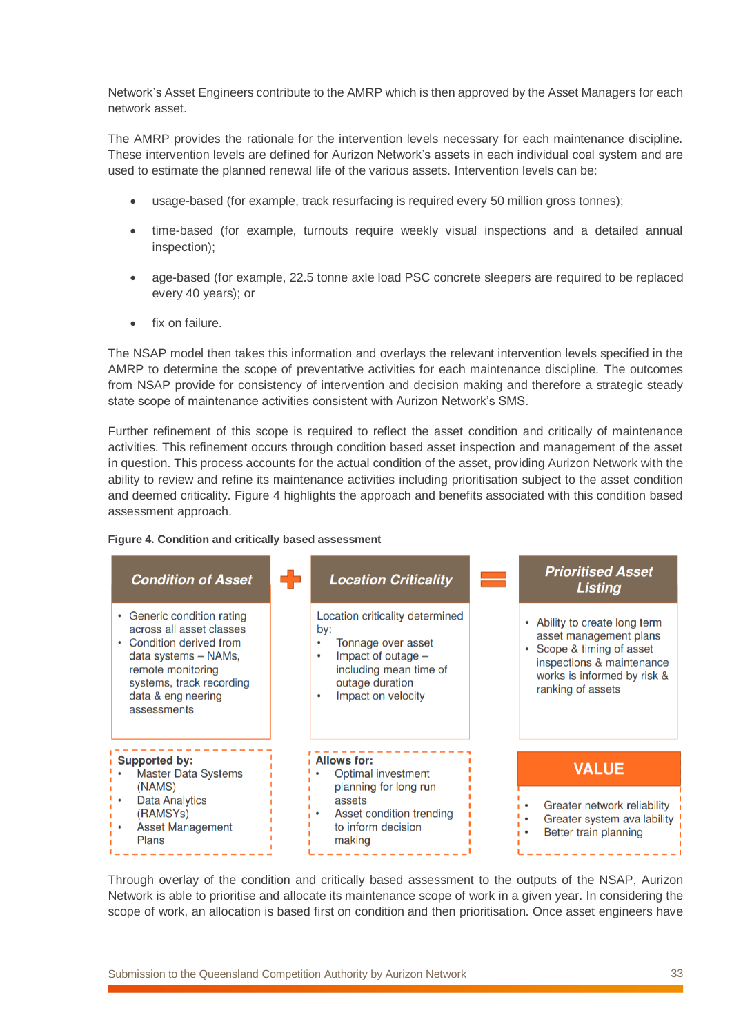Network's Asset Engineers contribute to the AMRP which is then approved by the Asset Managers for each network asset.

The AMRP provides the rationale for the intervention levels necessary for each maintenance discipline. These intervention levels are defined for Aurizon Network's assets in each individual coal system and are used to estimate the planned renewal life of the various assets. Intervention levels can be:

- usage-based (for example, track resurfacing is required every 50 million gross tonnes);
- time-based (for example, turnouts require weekly visual inspections and a detailed annual inspection);
- age-based (for example, 22.5 tonne axle load PSC concrete sleepers are required to be replaced every 40 years); or
- fix on failure.

The NSAP model then takes this information and overlays the relevant intervention levels specified in the AMRP to determine the scope of preventative activities for each maintenance discipline. The outcomes from NSAP provide for consistency of intervention and decision making and therefore a strategic steady state scope of maintenance activities consistent with Aurizon Network's SMS.

Further refinement of this scope is required to reflect the asset condition and critically of maintenance activities. This refinement occurs through condition based asset inspection and management of the asset in question. This process accounts for the actual condition of the asset, providing Aurizon Network with the ability to review and refine its maintenance activities including prioritisation subject to the asset condition and deemed criticality. Figure 4 highlights the approach and benefits associated with this condition based assessment approach.

**Figure 4. Condition and critically based assessment**

| Condition of Asset | + | Location Criticality | = | Prioritised Asset Listing |
|---|---|---|---|---|
| • Generic condition rating across all asset classes<br>• Condition derived from data systems – NAMs, remote monitoring systems, track recording data & engineering assessments | | Location criticality determined by:<br>• Tonnage over asset<br>• Impact of outage – including mean time of outage duration<br>• Impact on velocity | | • Ability to create long term asset management plans<br>• Scope & timing of asset inspections & maintenance works is informed by risk & ranking of assets |
| **Supported by:**<br>• Master Data Systems (NAMS)<br>• Data Analytics (RAMSYs)<br>• Asset Management Plans | | **Allows for:**<br>• Optimal investment planning for long run assets<br>• Asset condition trending to inform decision making | | **VALUE**<br>• Greater network reliability<br>• Greater system availability<br>• Better train planning |

Through overlay of the condition and critically based assessment to the outputs of the NSAP, Aurizon Network is able to prioritise and allocate its maintenance scope of work in a given year. In considering the scope of work, an allocation is based first on condition and then prioritisation. Once asset engineers have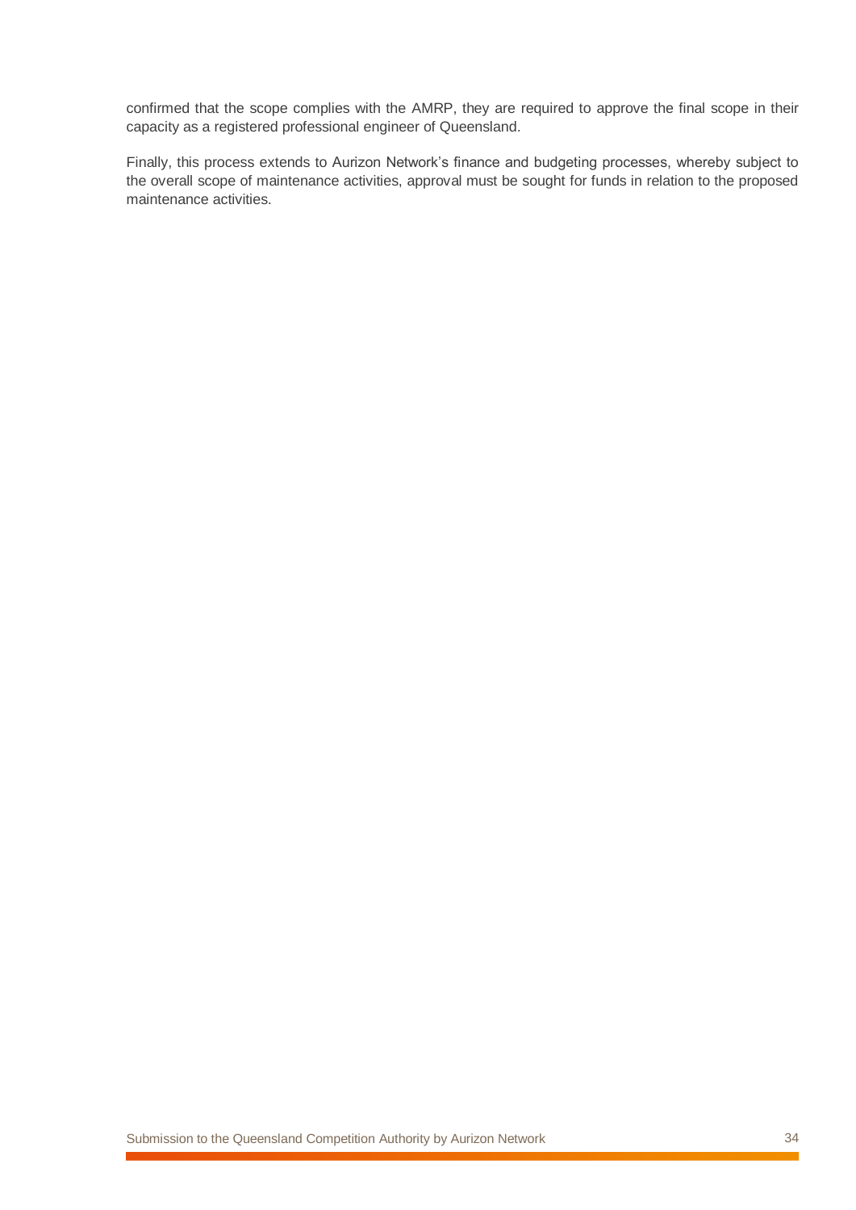confirmed that the scope complies with the AMRP, they are required to approve the final scope in their capacity as a registered professional engineer of Queensland.

Finally, this process extends to Aurizon Network's finance and budgeting processes, whereby subject to the overall scope of maintenance activities, approval must be sought for funds in relation to the proposed maintenance activities.